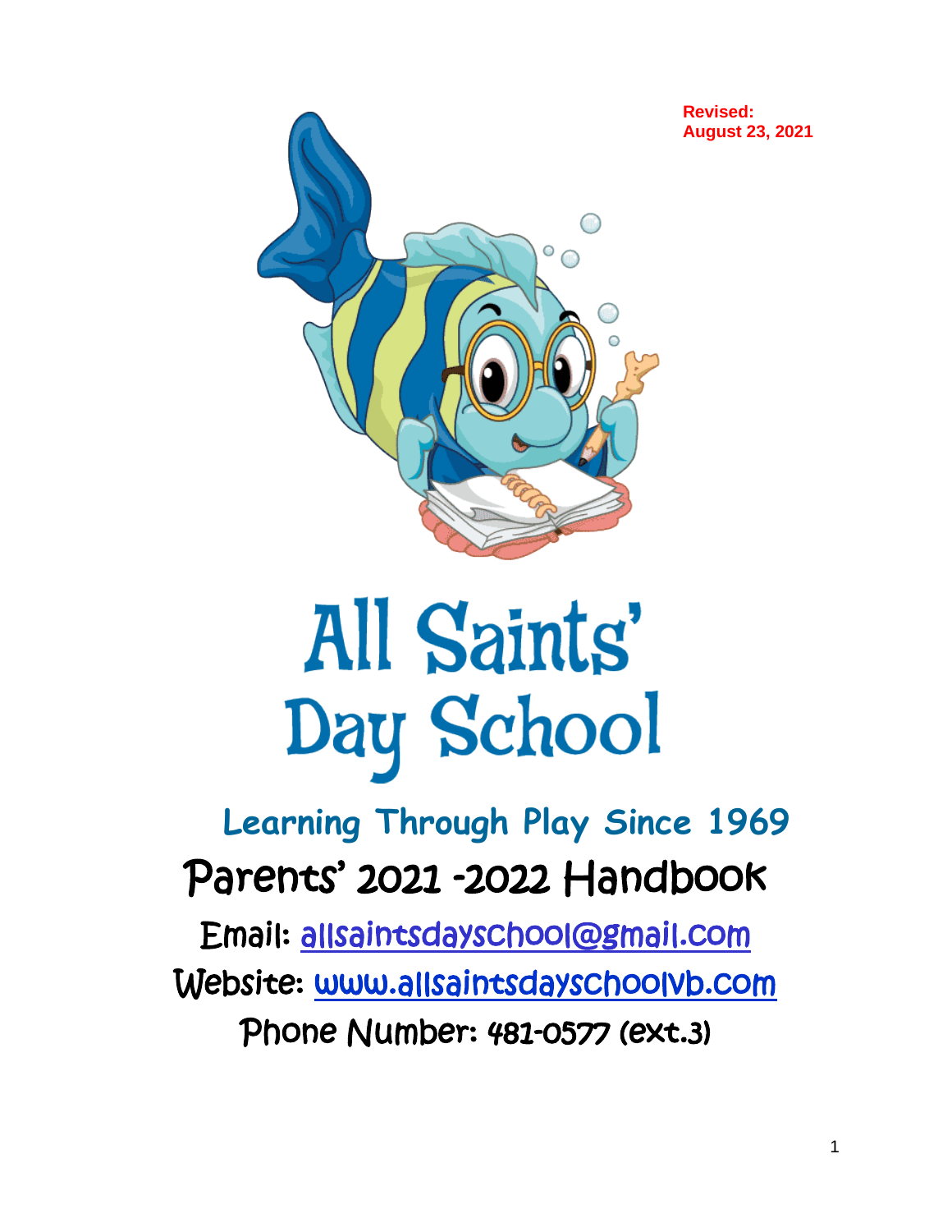**Revised:**
**August 23, 2021**

# All Saints' Day School

## Learning Through Play Since 1969

## Parents' 2021 -2022 Handbook

Email: allsaintsdayschool@gmail.com

Website: www.allsaintsdayschoolvb.com

Phone Number: 481-0577 (ext.3)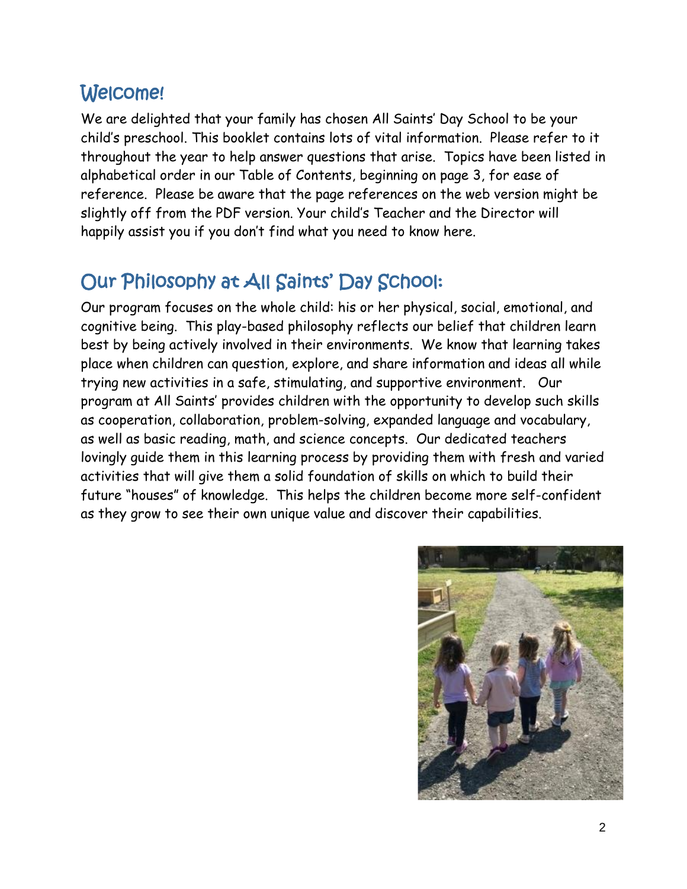## Welcome!

We are delighted that your family has chosen All Saints' Day School to be your child's preschool. This booklet contains lots of vital information. Please refer to it throughout the year to help answer questions that arise. Topics have been listed in alphabetical order in our Table of Contents, beginning on page 3, for ease of reference. Please be aware that the page references on the web version might be slightly off from the PDF version. Your child's Teacher and the Director will happily assist you if you don't find what you need to know here.

## Our Philosophy at All Saints' Day School:

Our program focuses on the whole child: his or her physical, social, emotional, and cognitive being. This play-based philosophy reflects our belief that children learn best by being actively involved in their environments. We know that learning takes place when children can question, explore, and share information and ideas all while trying new activities in a safe, stimulating, and supportive environment. Our program at All Saints' provides children with the opportunity to develop such skills as cooperation, collaboration, problem-solving, expanded language and vocabulary, as well as basic reading, math, and science concepts. Our dedicated teachers lovingly guide them in this learning process by providing them with fresh and varied activities that will give them a solid foundation of skills on which to build their future "houses" of knowledge. This helps the children become more self-confident as they grow to see their own unique value and discover their capabilities.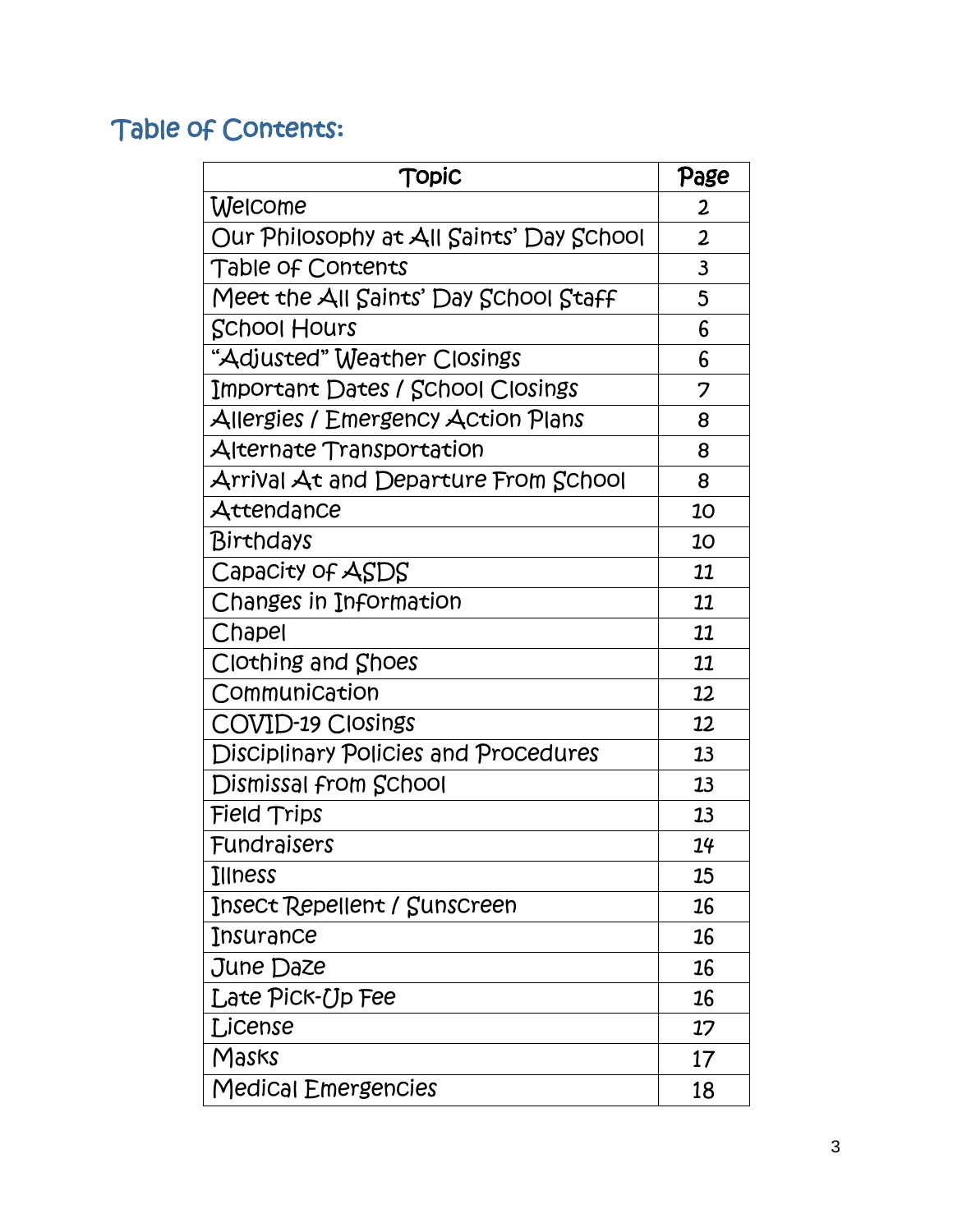## Table of Contents:

| Topic | Page |
| --- | --- |
| Welcome | 2 |
| Our Philosophy at All Saints' Day School | 2 |
| Table of Contents | 3 |
| Meet the All Saints' Day School Staff | 5 |
| School Hours | 6 |
| "Adjusted" Weather Closings | 6 |
| Important Dates / School Closings | 7 |
| Allergies / Emergency Action Plans | 8 |
| Alternate Transportation | 8 |
| Arrival At and Departure From School | 8 |
| Attendance | 10 |
| Birthdays | 10 |
| Capacity of ASDS | 11 |
| Changes in Information | 11 |
| Chapel | 11 |
| Clothing and Shoes | 11 |
| Communication | 12 |
| COVID-19 Closings | 12 |
| Disciplinary Policies and Procedures | 13 |
| Dismissal from School | 13 |
| Field Trips | 13 |
| Fundraisers | 14 |
| Illness | 15 |
| Insect Repellent / Sunscreen | 16 |
| Insurance | 16 |
| June Daze | 16 |
| Late Pick-Up Fee | 16 |
| License | 17 |
| Masks | 17 |
| Medical Emergencies | 18 |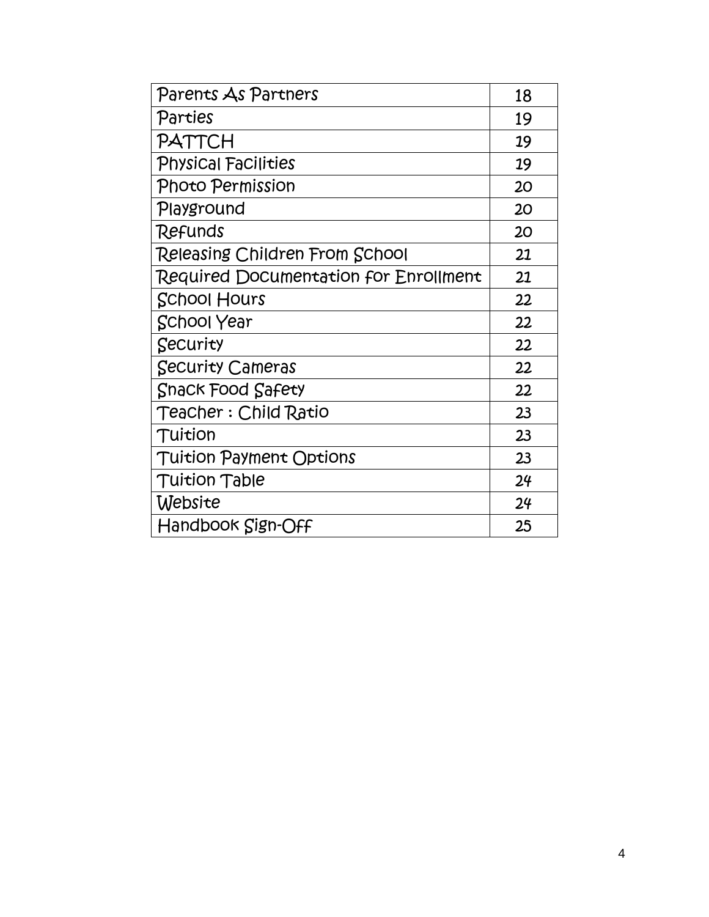| Parents As Partners | 18 |
| --- | --- |
| Parties | 19 |
| PATTCH | 19 |
| Physical Facilities | 19 |
| Photo Permission | 20 |
| Playground | 20 |
| Refunds | 20 |
| Releasing Children From School | 21 |
| Required Documentation for Enrollment | 21 |
| School Hours | 22 |
| School Year | 22 |
| Security | 22 |
| Security Cameras | 22 |
| Snack Food Safety | 22 |
| Teacher : Child Ratio | 23 |
| Tuition | 23 |
| Tuition Payment Options | 23 |
| Tuition Table | 24 |
| Website | 24 |
| Handbook Sign-Off | 25 |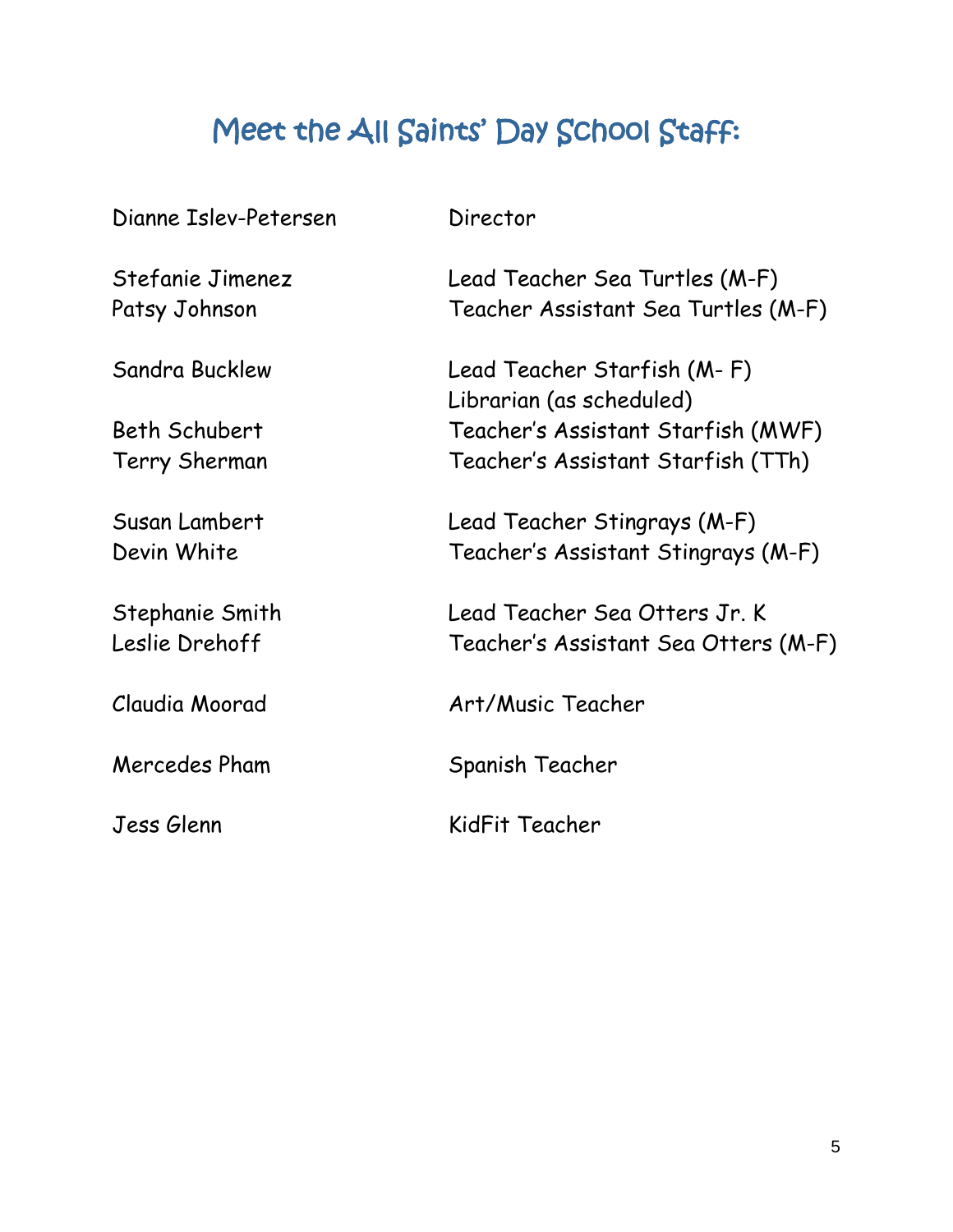# Meet the All Saints' Day School Staff:

| | |
|---|---|
| Dianne Islev-Petersen | Director |
| Stefanie Jimenez | Lead Teacher Sea Turtles (M-F) |
| Patsy Johnson | Teacher Assistant Sea Turtles (M-F) |
| Sandra Bucklew | Lead Teacher Starfish (M- F)<br>Librarian (as scheduled) |
| Beth Schubert | Teacher's Assistant Starfish (MWF) |
| Terry Sherman | Teacher's Assistant Starfish (TTh) |
| Susan Lambert | Lead Teacher Stingrays (M-F) |
| Devin White | Teacher's Assistant Stingrays (M-F) |
| Stephanie Smith | Lead Teacher Sea Otters Jr. K |
| Leslie Drehoff | Teacher's Assistant Sea Otters (M-F) |
| Claudia Moorad | Art/Music Teacher |
| Mercedes Pham | Spanish Teacher |
| Jess Glenn | KidFit Teacher |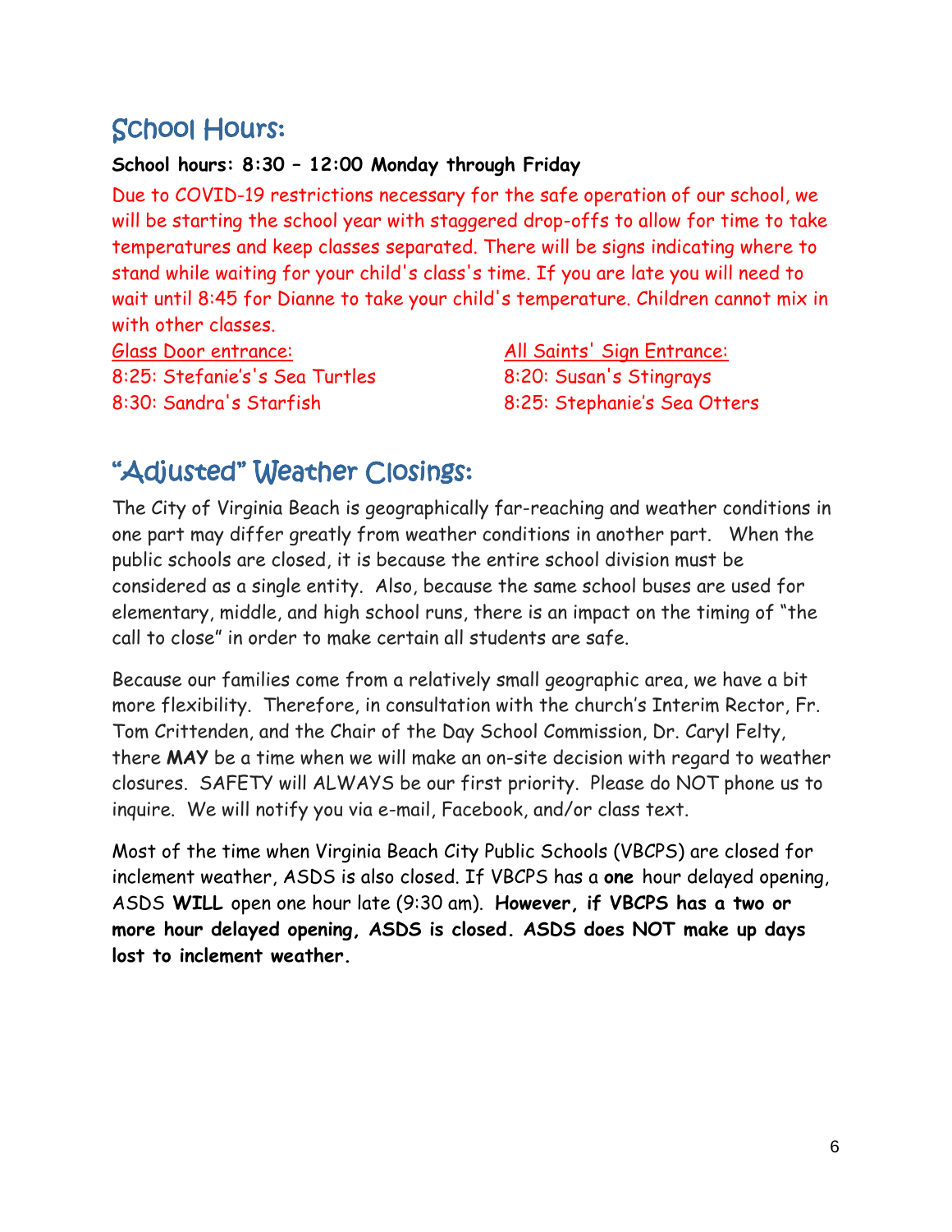## School Hours:

**School hours: 8:30 – 12:00 Monday through Friday**

Due to COVID-19 restrictions necessary for the safe operation of our school, we will be starting the school year with staggered drop-offs to allow for time to take temperatures and keep classes separated. There will be signs indicating where to stand while waiting for your child's class's time. If you are late you will need to wait until 8:45 for Dianne to take your child's temperature. Children cannot mix in with other classes.

Glass Door entrance:
8:25: Stefanie's's Sea Turtles
8:30: Sandra's Starfish

All Saints' Sign Entrance:
8:20: Susan's Stingrays
8:25: Stephanie's Sea Otters

## "Adjusted" Weather Closings:

The City of Virginia Beach is geographically far-reaching and weather conditions in one part may differ greatly from weather conditions in another part. When the public schools are closed, it is because the entire school division must be considered as a single entity. Also, because the same school buses are used for elementary, middle, and high school runs, there is an impact on the timing of "the call to close" in order to make certain all students are safe.

Because our families come from a relatively small geographic area, we have a bit more flexibility. Therefore, in consultation with the church's Interim Rector, Fr. Tom Crittenden, and the Chair of the Day School Commission, Dr. Caryl Felty, there **MAY** be a time when we will make an on-site decision with regard to weather closures. SAFETY will ALWAYS be our first priority. Please do NOT phone us to inquire. We will notify you via e-mail, Facebook, and/or class text.

Most of the time when Virginia Beach City Public Schools (VBCPS) are closed for inclement weather, ASDS is also closed. If VBCPS has a **one** hour delayed opening, ASDS **WILL** open one hour late (9:30 am). **However, if VBCPS has a two or more hour delayed opening, ASDS is closed. ASDS does NOT make up days lost to inclement weather.**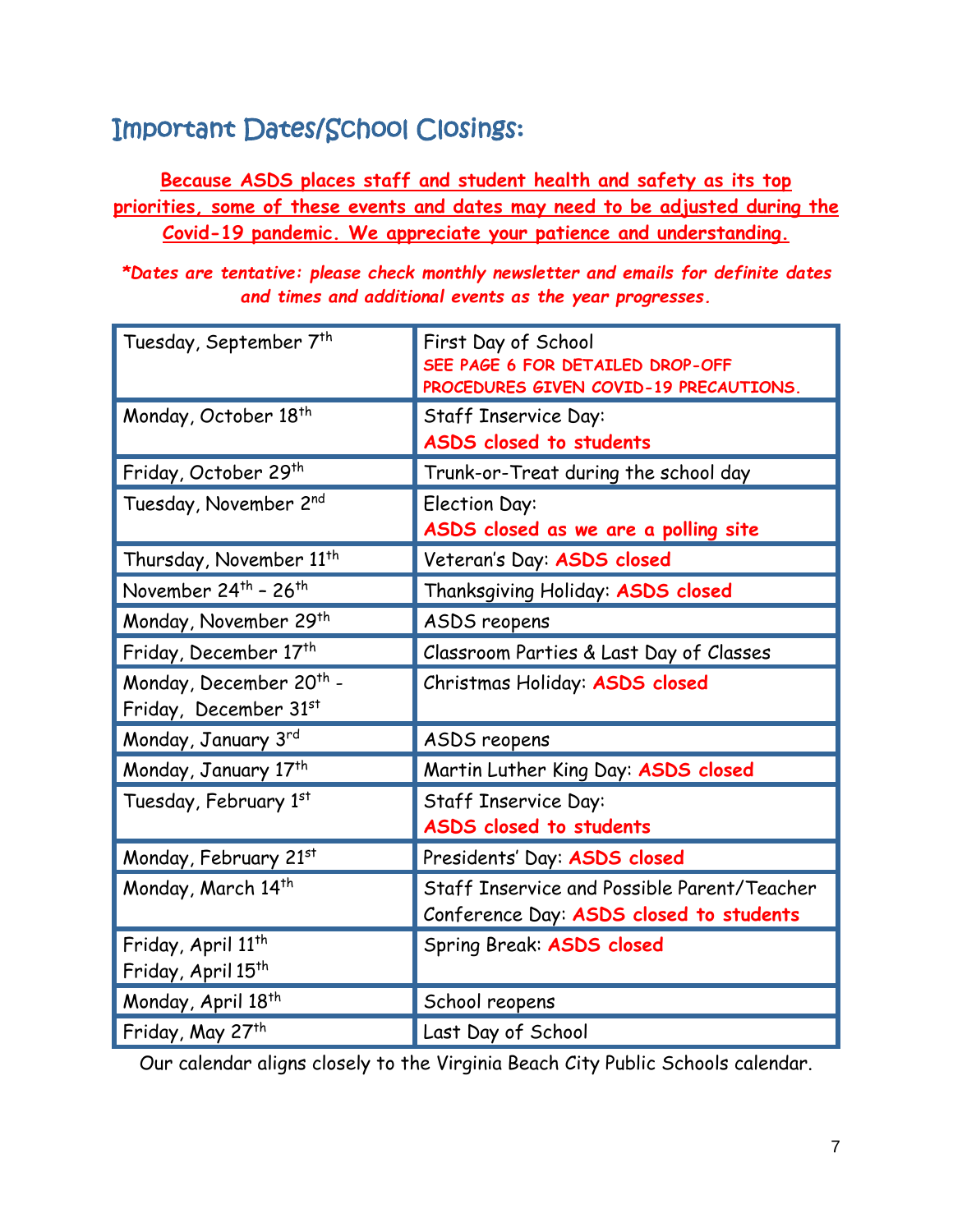## Important Dates/School Closings:

**Because ASDS places staff and student health and safety as its top priorities, some of these events and dates may need to be adjusted during the Covid-19 pandemic. We appreciate your patience and understanding.**

***Dates are tentative: please check monthly newsletter and emails for definite dates and times and additional events as the year progresses.***

| Date | Event |
|---|---|
| Tuesday, September 7th | First Day of School<br>**SEE PAGE 6 FOR DETAILED DROP-OFF PROCEDURES GIVEN COVID-19 PRECAUTIONS.** |
| Monday, October 18th | Staff Inservice Day:<br>**ASDS closed to students** |
| Friday, October 29th | Trunk-or-Treat during the school day |
| Tuesday, November 2nd | Election Day:<br>**ASDS closed as we are a polling site** |
| Thursday, November 11th | Veteran's Day: **ASDS closed** |
| November 24th – 26th | Thanksgiving Holiday: **ASDS closed** |
| Monday, November 29th | ASDS reopens |
| Friday, December 17th | Classroom Parties & Last Day of Classes |
| Monday, December 20th - Friday, December 31st | Christmas Holiday: **ASDS closed** |
| Monday, January 3rd | ASDS reopens |
| Monday, January 17th | Martin Luther King Day: **ASDS closed** |
| Tuesday, February 1st | Staff Inservice Day:<br>**ASDS closed to students** |
| Monday, February 21st | Presidents' Day: **ASDS closed** |
| Monday, March 14th | Staff Inservice and Possible Parent/Teacher Conference Day: **ASDS closed to students** |
| Friday, April 11th<br>Friday, April 15th | Spring Break: **ASDS closed** |
| Monday, April 18th | School reopens |
| Friday, May 27th | Last Day of School |

Our calendar aligns closely to the Virginia Beach City Public Schools calendar.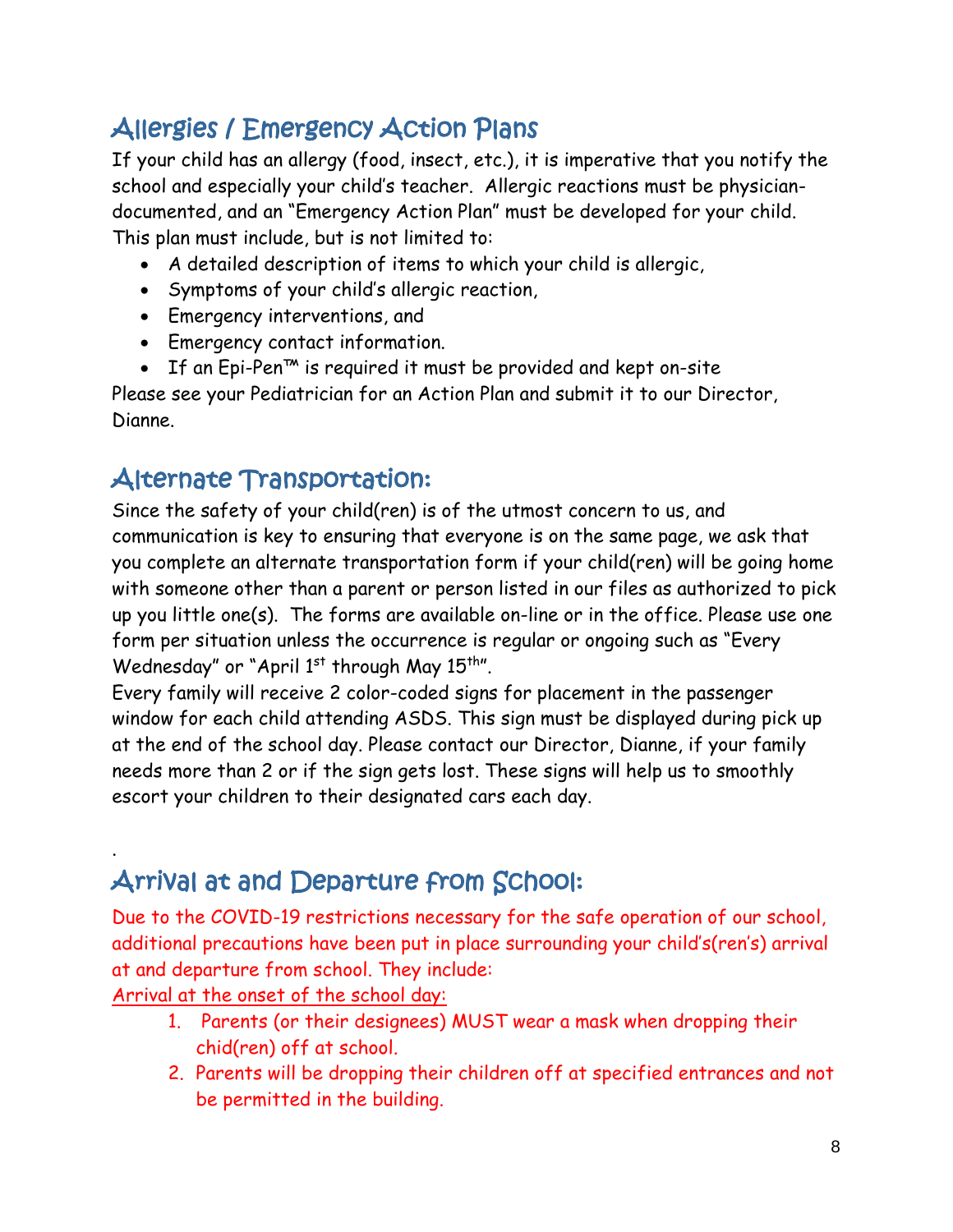## Allergies / Emergency Action Plans

If your child has an allergy (food, insect, etc.), it is imperative that you notify the school and especially your child's teacher. Allergic reactions must be physician-documented, and an "Emergency Action Plan" must be developed for your child. This plan must include, but is not limited to:

- A detailed description of items to which your child is allergic,
- Symptoms of your child's allergic reaction,
- Emergency interventions, and
- Emergency contact information.
- If an Epi-Pen™ is required it must be provided and kept on-site

Please see your Pediatrician for an Action Plan and submit it to our Director, Dianne.

## Alternate Transportation:

Since the safety of your child(ren) is of the utmost concern to us, and communication is key to ensuring that everyone is on the same page, we ask that you complete an alternate transportation form if your child(ren) will be going home with someone other than a parent or person listed in our files as authorized to pick up you little one(s). The forms are available on-line or in the office. Please use one form per situation unless the occurrence is regular or ongoing such as "Every Wednesday" or "April 1st through May 15th".

Every family will receive 2 color-coded signs for placement in the passenger window for each child attending ASDS. This sign must be displayed during pick up at the end of the school day. Please contact our Director, Dianne, if your family needs more than 2 or if the sign gets lost. These signs will help us to smoothly escort your children to their designated cars each day.

## Arrival at and Departure from School:

Due to the COVID-19 restrictions necessary for the safe operation of our school, additional precautions have been put in place surrounding your child's(ren's) arrival at and departure from school. They include:

Arrival at the onset of the school day:

1. Parents (or their designees) MUST wear a mask when dropping their chid(ren) off at school.
2. Parents will be dropping their children off at specified entrances and not be permitted in the building.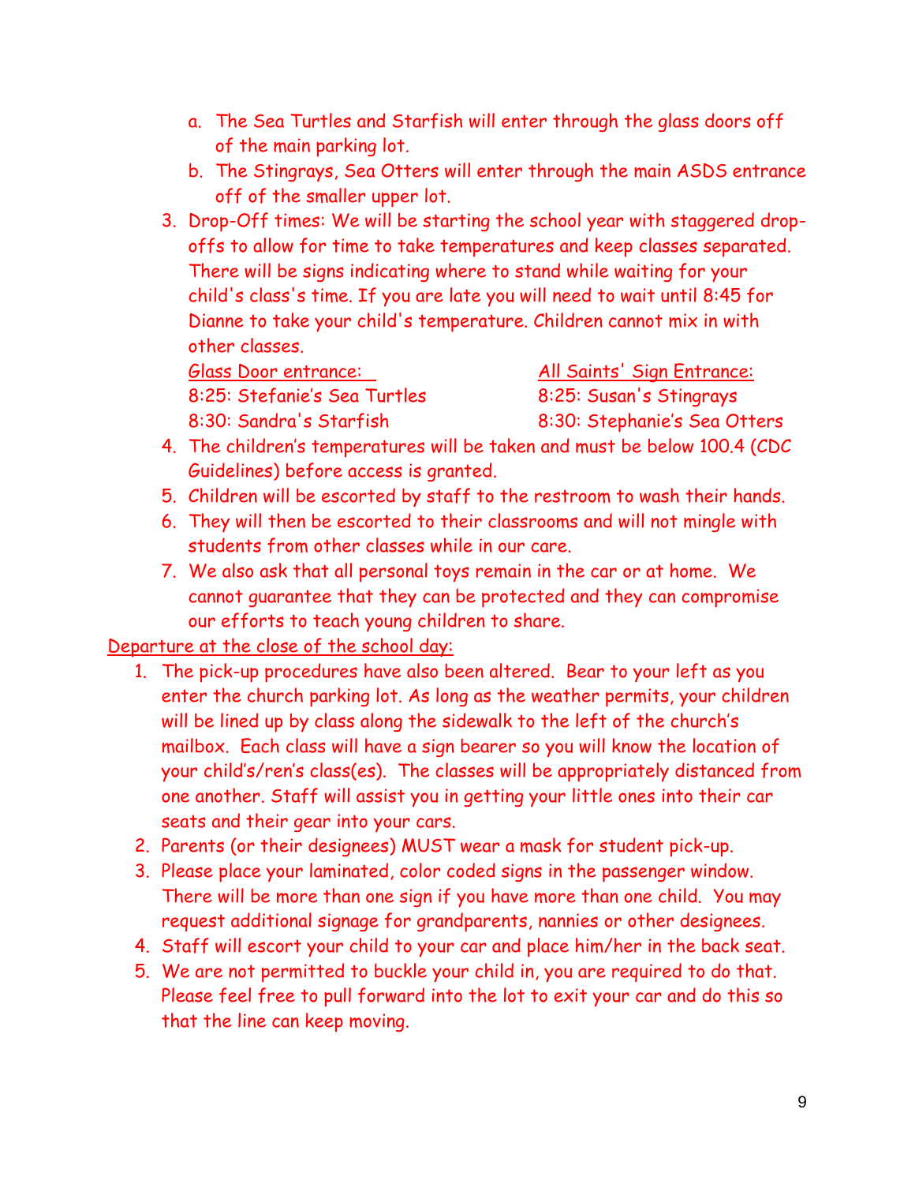a. The Sea Turtles and Starfish will enter through the glass doors off of the main parking lot.
   b. The Stingrays, Sea Otters will enter through the main ASDS entrance off of the smaller upper lot.

3. Drop-Off times: We will be starting the school year with staggered drop-offs to allow for time to take temperatures and keep classes separated. There will be signs indicating where to stand while waiting for your child's class's time. If you are late you will need to wait until 8:45 for Dianne to take your child's temperature. Children cannot mix in with other classes.

   | Glass Door entrance: | All Saints' Sign Entrance: |
   |---|---|
   | 8:25: Stefanie's Sea Turtles | 8:25: Susan's Stingrays |
   | 8:30: Sandra's Starfish | 8:30: Stephanie's Sea Otters |

4. The children's temperatures will be taken and must be below 100.4 (CDC Guidelines) before access is granted.
5. Children will be escorted by staff to the restroom to wash their hands.
6. They will then be escorted to their classrooms and will not mingle with students from other classes while in our care.
7. We also ask that all personal toys remain in the car or at home. We cannot guarantee that they can be protected and they can compromise our efforts to teach young children to share.

Departure at the close of the school day:

1. The pick-up procedures have also been altered. Bear to your left as you enter the church parking lot. As long as the weather permits, your children will be lined up by class along the sidewalk to the left of the church's mailbox. Each class will have a sign bearer so you will know the location of your child's/ren's class(es). The classes will be appropriately distanced from one another. Staff will assist you in getting your little ones into their car seats and their gear into your cars.
2. Parents (or their designees) MUST wear a mask for student pick-up.
3. Please place your laminated, color coded signs in the passenger window. There will be more than one sign if you have more than one child. You may request additional signage for grandparents, nannies or other designees.
4. Staff will escort your child to your car and place him/her in the back seat.
5. We are not permitted to buckle your child in, you are required to do that. Please feel free to pull forward into the lot to exit your car and do this so that the line can keep moving.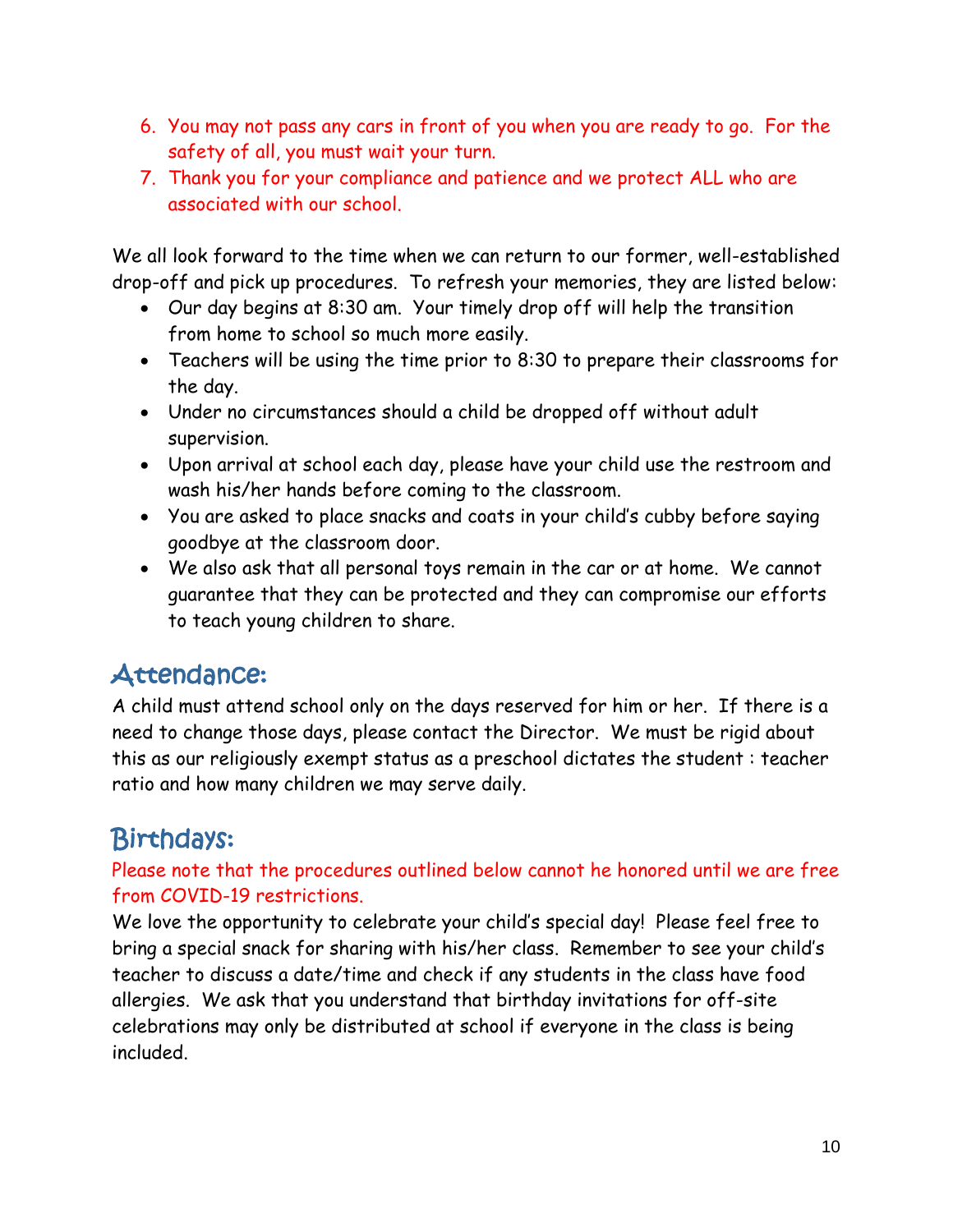6. You may not pass any cars in front of you when you are ready to go. For the safety of all, you must wait your turn.
7. Thank you for your compliance and patience and we protect ALL who are associated with our school.

We all look forward to the time when we can return to our former, well-established drop-off and pick up procedures. To refresh your memories, they are listed below:

- Our day begins at 8:30 am. Your timely drop off will help the transition from home to school so much more easily.
- Teachers will be using the time prior to 8:30 to prepare their classrooms for the day.
- Under no circumstances should a child be dropped off without adult supervision.
- Upon arrival at school each day, please have your child use the restroom and wash his/her hands before coming to the classroom.
- You are asked to place snacks and coats in your child's cubby before saying goodbye at the classroom door.
- We also ask that all personal toys remain in the car or at home. We cannot guarantee that they can be protected and they can compromise our efforts to teach young children to share.

## Attendance:

A child must attend school only on the days reserved for him or her. If there is a need to change those days, please contact the Director. We must be rigid about this as our religiously exempt status as a preschool dictates the student : teacher ratio and how many children we may serve daily.

## Birthdays:

Please note that the procedures outlined below cannot he honored until we are free from COVID-19 restrictions.

We love the opportunity to celebrate your child's special day! Please feel free to bring a special snack for sharing with his/her class. Remember to see your child's teacher to discuss a date/time and check if any students in the class have food allergies. We ask that you understand that birthday invitations for off-site celebrations may only be distributed at school if everyone in the class is being included.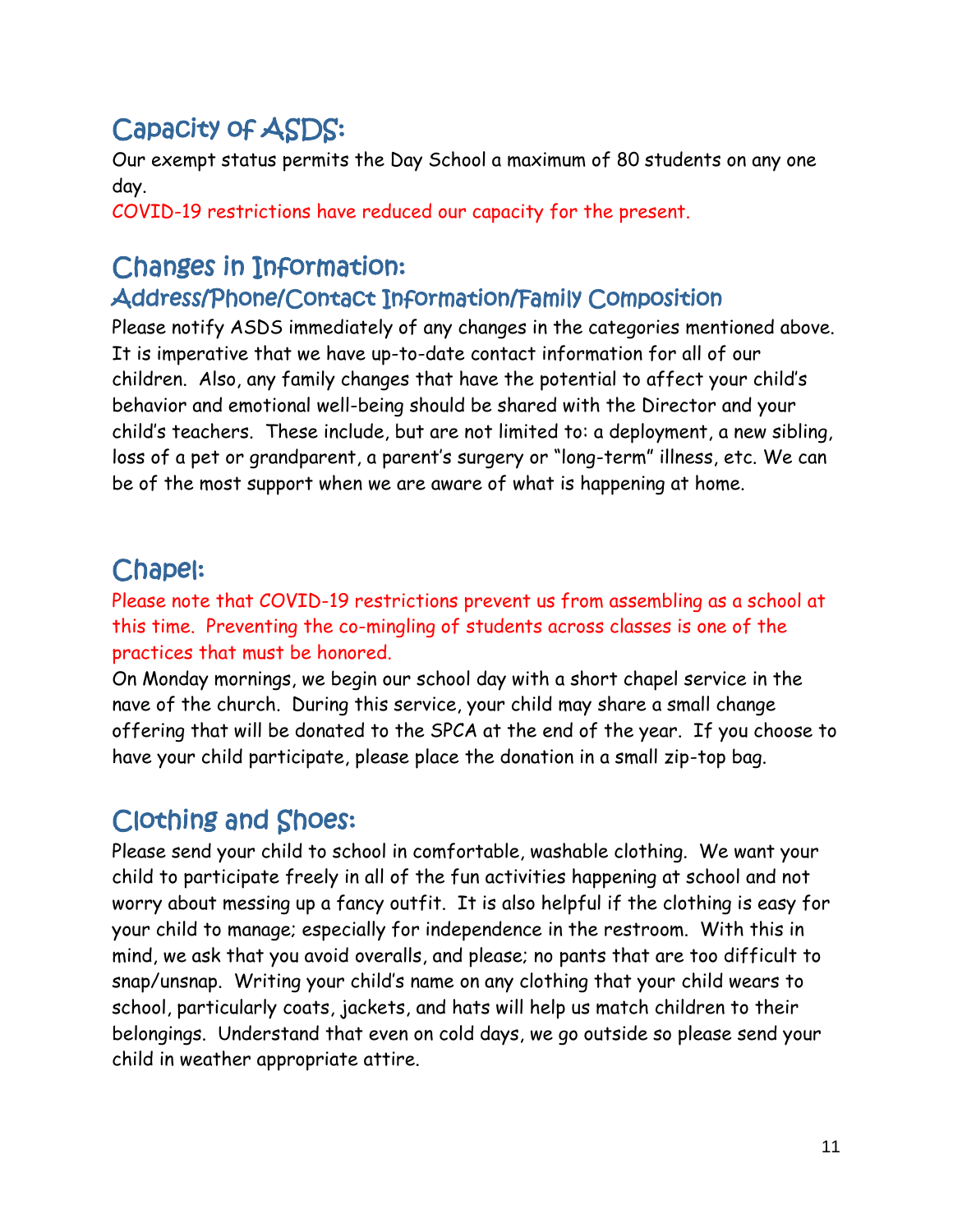## Capacity of ASDS:

Our exempt status permits the Day School a maximum of 80 students on any one day.

COVID-19 restrictions have reduced our capacity for the present.

## Changes in Information:

### Address/Phone/Contact Information/Family Composition

Please notify ASDS immediately of any changes in the categories mentioned above. It is imperative that we have up-to-date contact information for all of our children. Also, any family changes that have the potential to affect your child's behavior and emotional well-being should be shared with the Director and your child's teachers. These include, but are not limited to: a deployment, a new sibling, loss of a pet or grandparent, a parent's surgery or "long-term" illness, etc. We can be of the most support when we are aware of what is happening at home.

## Chapel:

Please note that COVID-19 restrictions prevent us from assembling as a school at this time. Preventing the co-mingling of students across classes is one of the practices that must be honored.

On Monday mornings, we begin our school day with a short chapel service in the nave of the church. During this service, your child may share a small change offering that will be donated to the SPCA at the end of the year. If you choose to have your child participate, please place the donation in a small zip-top bag.

## Clothing and Shoes:

Please send your child to school in comfortable, washable clothing. We want your child to participate freely in all of the fun activities happening at school and not worry about messing up a fancy outfit. It is also helpful if the clothing is easy for your child to manage; especially for independence in the restroom. With this in mind, we ask that you avoid overalls, and please; no pants that are too difficult to snap/unsnap. Writing your child's name on any clothing that your child wears to school, particularly coats, jackets, and hats will help us match children to their belongings. Understand that even on cold days, we go outside so please send your child in weather appropriate attire.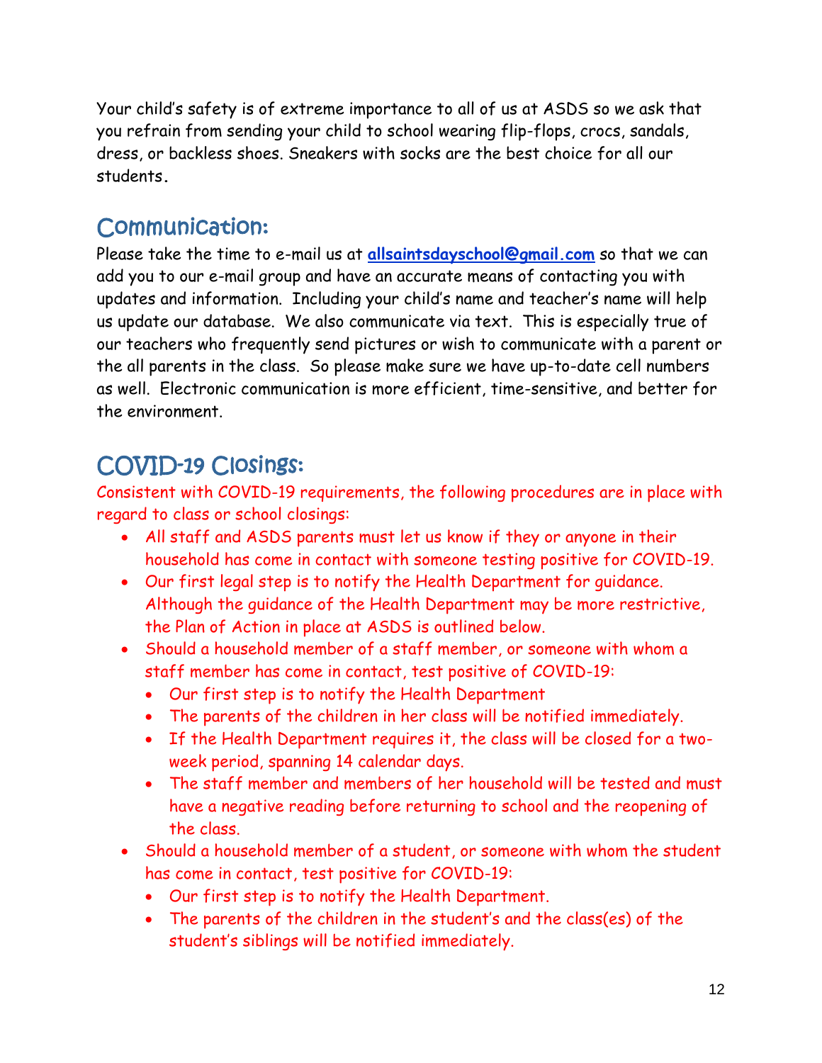Your child's safety is of extreme importance to all of us at ASDS so we ask that you refrain from sending your child to school wearing flip-flops, crocs, sandals, dress, or backless shoes. Sneakers with socks are the best choice for all our students.

## Communication:

Please take the time to e-mail us at **allsaintsdayschool@gmail.com** so that we can add you to our e-mail group and have an accurate means of contacting you with updates and information. Including your child's name and teacher's name will help us update our database. We also communicate via text. This is especially true of our teachers who frequently send pictures or wish to communicate with a parent or the all parents in the class. So please make sure we have up-to-date cell numbers as well. Electronic communication is more efficient, time-sensitive, and better for the environment.

## COVID-19 Closings:

Consistent with COVID-19 requirements, the following procedures are in place with regard to class or school closings:

- All staff and ASDS parents must let us know if they or anyone in their household has come in contact with someone testing positive for COVID-19.
- Our first legal step is to notify the Health Department for guidance. Although the guidance of the Health Department may be more restrictive, the Plan of Action in place at ASDS is outlined below.
- Should a household member of a staff member, or someone with whom a staff member has come in contact, test positive of COVID-19:
  - Our first step is to notify the Health Department
  - The parents of the children in her class will be notified immediately.
  - If the Health Department requires it, the class will be closed for a two-week period, spanning 14 calendar days.
  - The staff member and members of her household will be tested and must have a negative reading before returning to school and the reopening of the class.
- Should a household member of a student, or someone with whom the student has come in contact, test positive for COVID-19:
  - Our first step is to notify the Health Department.
  - The parents of the children in the student's and the class(es) of the student's siblings will be notified immediately.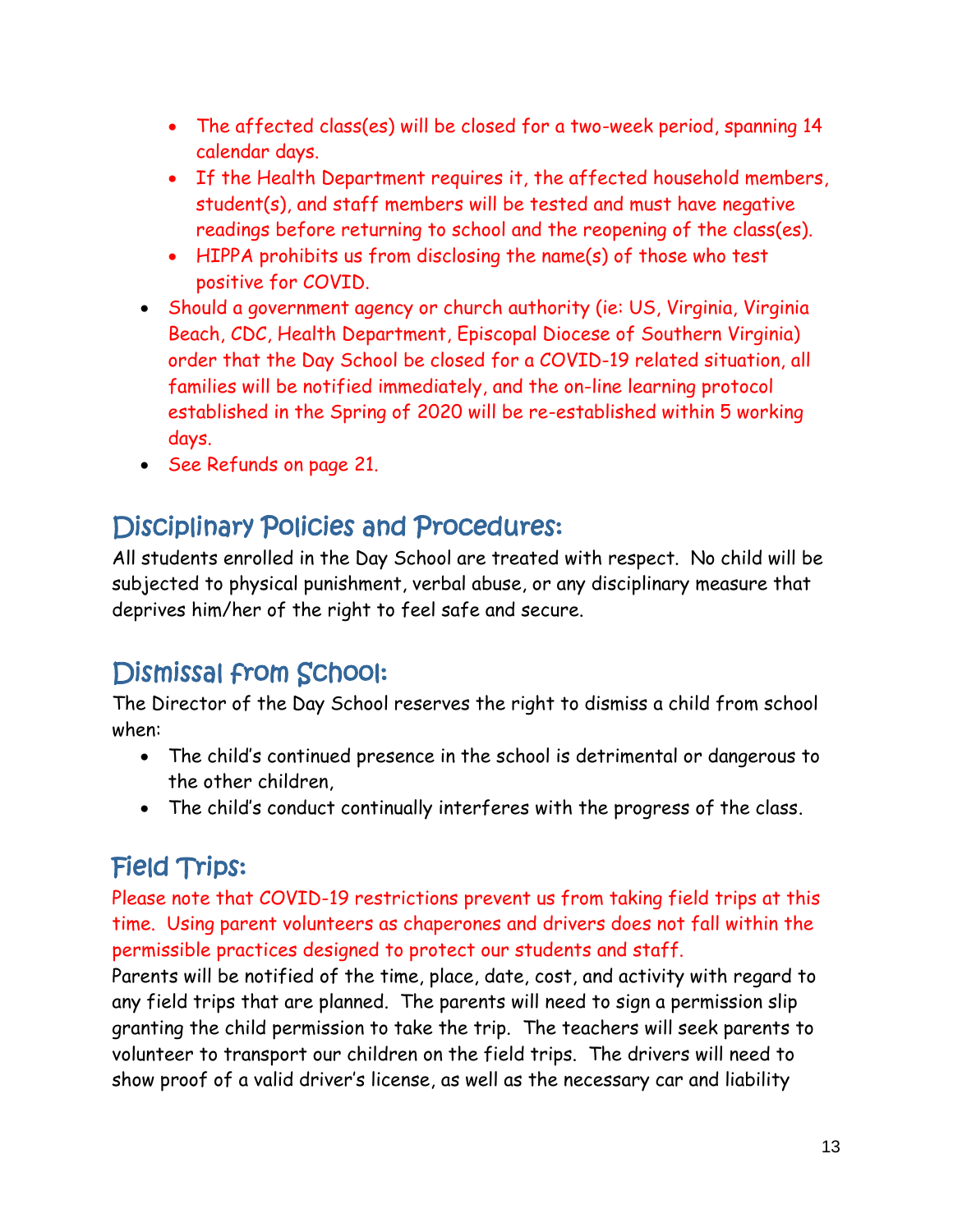- The affected class(es) will be closed for a two-week period, spanning 14 calendar days.
    - If the Health Department requires it, the affected household members, student(s), and staff members will be tested and must have negative readings before returning to school and the reopening of the class(es).
    - HIPPA prohibits us from disclosing the name(s) of those who test positive for COVID.
- Should a government agency or church authority (ie: US, Virginia, Virginia Beach, CDC, Health Department, Episcopal Diocese of Southern Virginia) order that the Day School be closed for a COVID-19 related situation, all families will be notified immediately, and the on-line learning protocol established in the Spring of 2020 will be re-established within 5 working days.
- See Refunds on page 21.

## Disciplinary Policies and Procedures:

All students enrolled in the Day School are treated with respect. No child will be subjected to physical punishment, verbal abuse, or any disciplinary measure that deprives him/her of the right to feel safe and secure.

## Dismissal from School:

The Director of the Day School reserves the right to dismiss a child from school when:

- The child's continued presence in the school is detrimental or dangerous to the other children,
- The child's conduct continually interferes with the progress of the class.

## Field Trips:

Please note that COVID-19 restrictions prevent us from taking field trips at this time. Using parent volunteers as chaperones and drivers does not fall within the permissible practices designed to protect our students and staff.

Parents will be notified of the time, place, date, cost, and activity with regard to any field trips that are planned. The parents will need to sign a permission slip granting the child permission to take the trip. The teachers will seek parents to volunteer to transport our children on the field trips. The drivers will need to show proof of a valid driver's license, as well as the necessary car and liability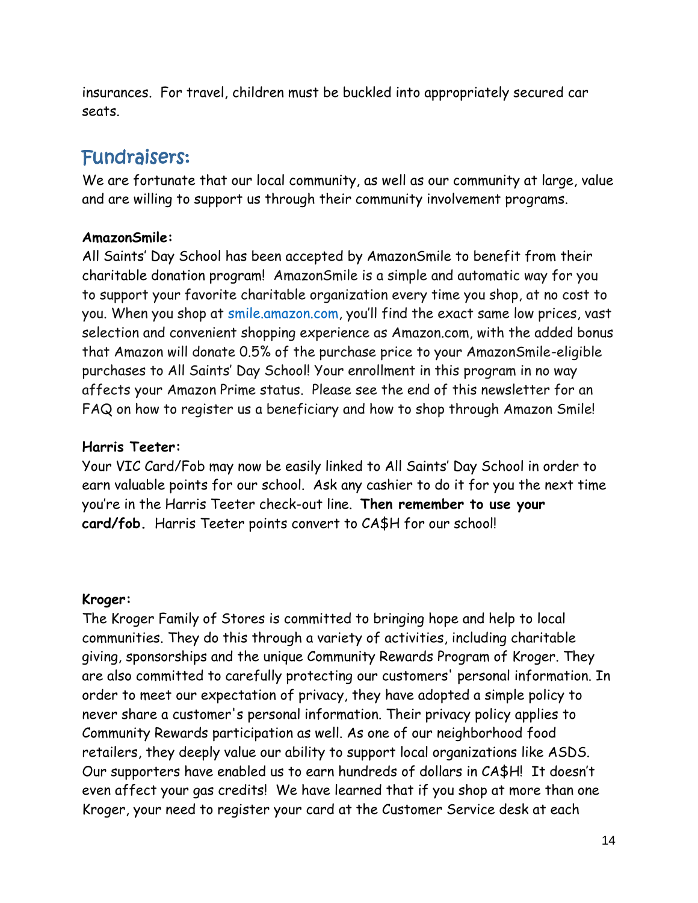insurances. For travel, children must be buckled into appropriately secured car seats.

## Fundraisers:

We are fortunate that our local community, as well as our community at large, value and are willing to support us through their community involvement programs.

**AmazonSmile:**
All Saints' Day School has been accepted by AmazonSmile to benefit from their charitable donation program! AmazonSmile is a simple and automatic way for you to support your favorite charitable organization every time you shop, at no cost to you. When you shop at smile.amazon.com, you'll find the exact same low prices, vast selection and convenient shopping experience as Amazon.com, with the added bonus that Amazon will donate 0.5% of the purchase price to your AmazonSmile-eligible purchases to All Saints' Day School! Your enrollment in this program in no way affects your Amazon Prime status. Please see the end of this newsletter for an FAQ on how to register us a beneficiary and how to shop through Amazon Smile!

**Harris Teeter:**
Your VIC Card/Fob may now be easily linked to All Saints' Day School in order to earn valuable points for our school. Ask any cashier to do it for you the next time you're in the Harris Teeter check-out line. **Then remember to use your card/fob.** Harris Teeter points convert to CA$H for our school!

**Kroger:**
The Kroger Family of Stores is committed to bringing hope and help to local communities. They do this through a variety of activities, including charitable giving, sponsorships and the unique Community Rewards Program of Kroger. They are also committed to carefully protecting our customers' personal information. In order to meet our expectation of privacy, they have adopted a simple policy to never share a customer's personal information. Their privacy policy applies to Community Rewards participation as well. As one of our neighborhood food retailers, they deeply value our ability to support local organizations like ASDS. Our supporters have enabled us to earn hundreds of dollars in CA$H! It doesn't even affect your gas credits! We have learned that if you shop at more than one Kroger, your need to register your card at the Customer Service desk at each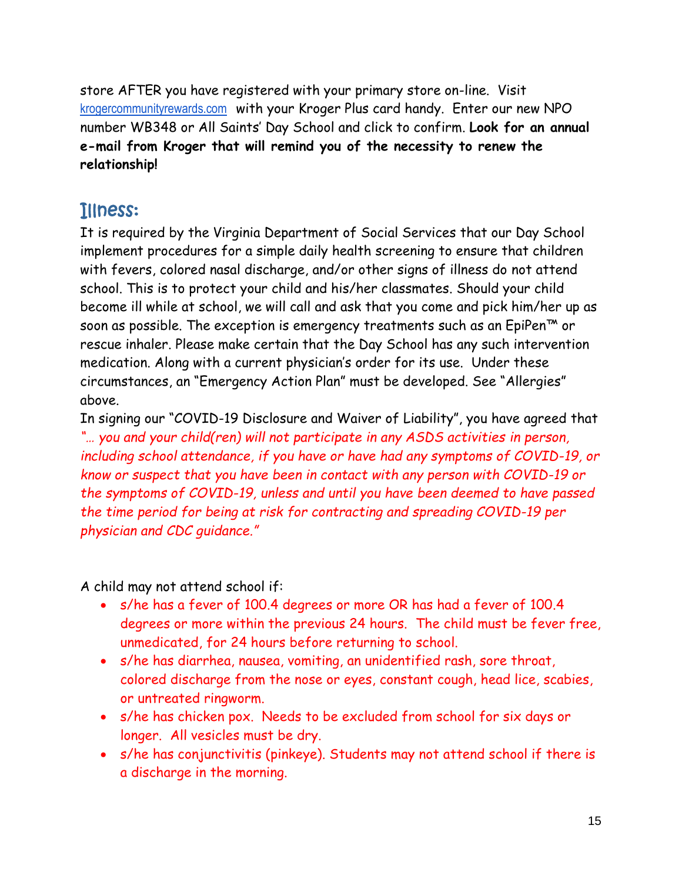store AFTER you have registered with your primary store on-line. Visit krogercommunityrewards.com with your Kroger Plus card handy. Enter our new NPO number WB348 or All Saints' Day School and click to confirm. **Look for an annual e-mail from Kroger that will remind you of the necessity to renew the relationship!**

## Illness:

It is required by the Virginia Department of Social Services that our Day School implement procedures for a simple daily health screening to ensure that children with fevers, colored nasal discharge, and/or other signs of illness do not attend school. This is to protect your child and his/her classmates. Should your child become ill while at school, we will call and ask that you come and pick him/her up as soon as possible. The exception is emergency treatments such as an EpiPen™ or rescue inhaler. Please make certain that the Day School has any such intervention medication. Along with a current physician's order for its use. Under these circumstances, an "Emergency Action Plan" must be developed. See "Allergies" above.

In signing our "COVID-19 Disclosure and Waiver of Liability", you have agreed that *"… you and your child(ren) will not participate in any ASDS activities in person, including school attendance, if you have or have had any symptoms of COVID-19, or know or suspect that you have been in contact with any person with COVID-19 or the symptoms of COVID-19, unless and until you have been deemed to have passed the time period for being at risk for contracting and spreading COVID-19 per physician and CDC guidance."*

A child may not attend school if:

- s/he has a fever of 100.4 degrees or more OR has had a fever of 100.4 degrees or more within the previous 24 hours. The child must be fever free, unmedicated, for 24 hours before returning to school.
- s/he has diarrhea, nausea, vomiting, an unidentified rash, sore throat, colored discharge from the nose or eyes, constant cough, head lice, scabies, or untreated ringworm.
- s/he has chicken pox. Needs to be excluded from school for six days or longer. All vesicles must be dry.
- s/he has conjunctivitis (pinkeye). Students may not attend school if there is a discharge in the morning.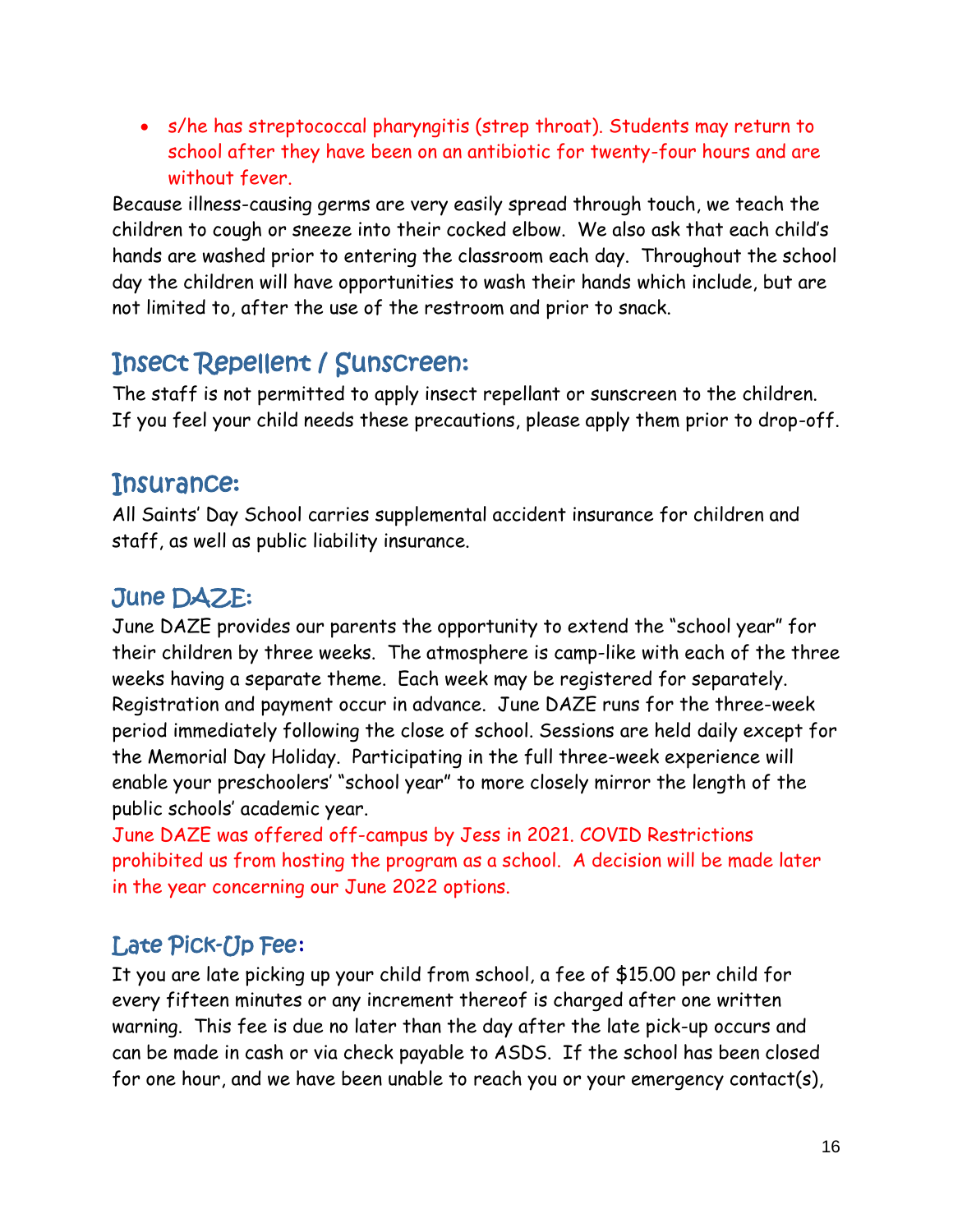- s/he has streptococcal pharyngitis (strep throat). Students may return to school after they have been on an antibiotic for twenty-four hours and are without fever.

Because illness-causing germs are very easily spread through touch, we teach the children to cough or sneeze into their cocked elbow. We also ask that each child's hands are washed prior to entering the classroom each day. Throughout the school day the children will have opportunities to wash their hands which include, but are not limited to, after the use of the restroom and prior to snack.

## Insect Repellent / Sunscreen:

The staff is not permitted to apply insect repellant or sunscreen to the children. If you feel your child needs these precautions, please apply them prior to drop-off.

## Insurance:

All Saints' Day School carries supplemental accident insurance for children and staff, as well as public liability insurance.

## June DAZE:

June DAZE provides our parents the opportunity to extend the "school year" for their children by three weeks. The atmosphere is camp-like with each of the three weeks having a separate theme. Each week may be registered for separately. Registration and payment occur in advance. June DAZE runs for the three-week period immediately following the close of school. Sessions are held daily except for the Memorial Day Holiday. Participating in the full three-week experience will enable your preschoolers' "school year" to more closely mirror the length of the public schools' academic year.

June DAZE was offered off-campus by Jess in 2021. COVID Restrictions prohibited us from hosting the program as a school. A decision will be made later in the year concerning our June 2022 options.

## Late Pick-Up Fee:

It you are late picking up your child from school, a fee of $15.00 per child for every fifteen minutes or any increment thereof is charged after one written warning. This fee is due no later than the day after the late pick-up occurs and can be made in cash or via check payable to ASDS. If the school has been closed for one hour, and we have been unable to reach you or your emergency contact(s),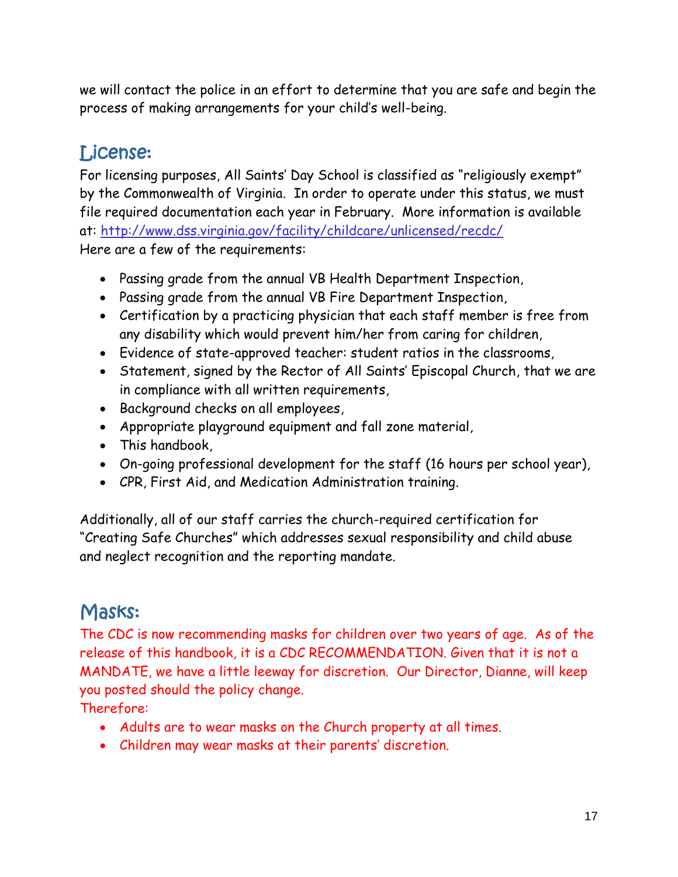we will contact the police in an effort to determine that you are safe and begin the process of making arrangements for your child's well-being.

## License:

For licensing purposes, All Saints' Day School is classified as "religiously exempt" by the Commonwealth of Virginia. In order to operate under this status, we must file required documentation each year in February. More information is available at: http://www.dss.virginia.gov/facility/childcare/unlicensed/recdc/

Here are a few of the requirements:

- Passing grade from the annual VB Health Department Inspection,
- Passing grade from the annual VB Fire Department Inspection,
- Certification by a practicing physician that each staff member is free from any disability which would prevent him/her from caring for children,
- Evidence of state-approved teacher: student ratios in the classrooms,
- Statement, signed by the Rector of All Saints' Episcopal Church, that we are in compliance with all written requirements,
- Background checks on all employees,
- Appropriate playground equipment and fall zone material,
- This handbook,
- On-going professional development for the staff (16 hours per school year),
- CPR, First Aid, and Medication Administration training.

Additionally, all of our staff carries the church-required certification for "Creating Safe Churches" which addresses sexual responsibility and child abuse and neglect recognition and the reporting mandate.

## Masks:

The CDC is now recommending masks for children over two years of age. As of the release of this handbook, it is a CDC RECOMMENDATION. Given that it is not a MANDATE, we have a little leeway for discretion. Our Director, Dianne, will keep you posted should the policy change.

Therefore:

- Adults are to wear masks on the Church property at all times.
- Children may wear masks at their parents' discretion.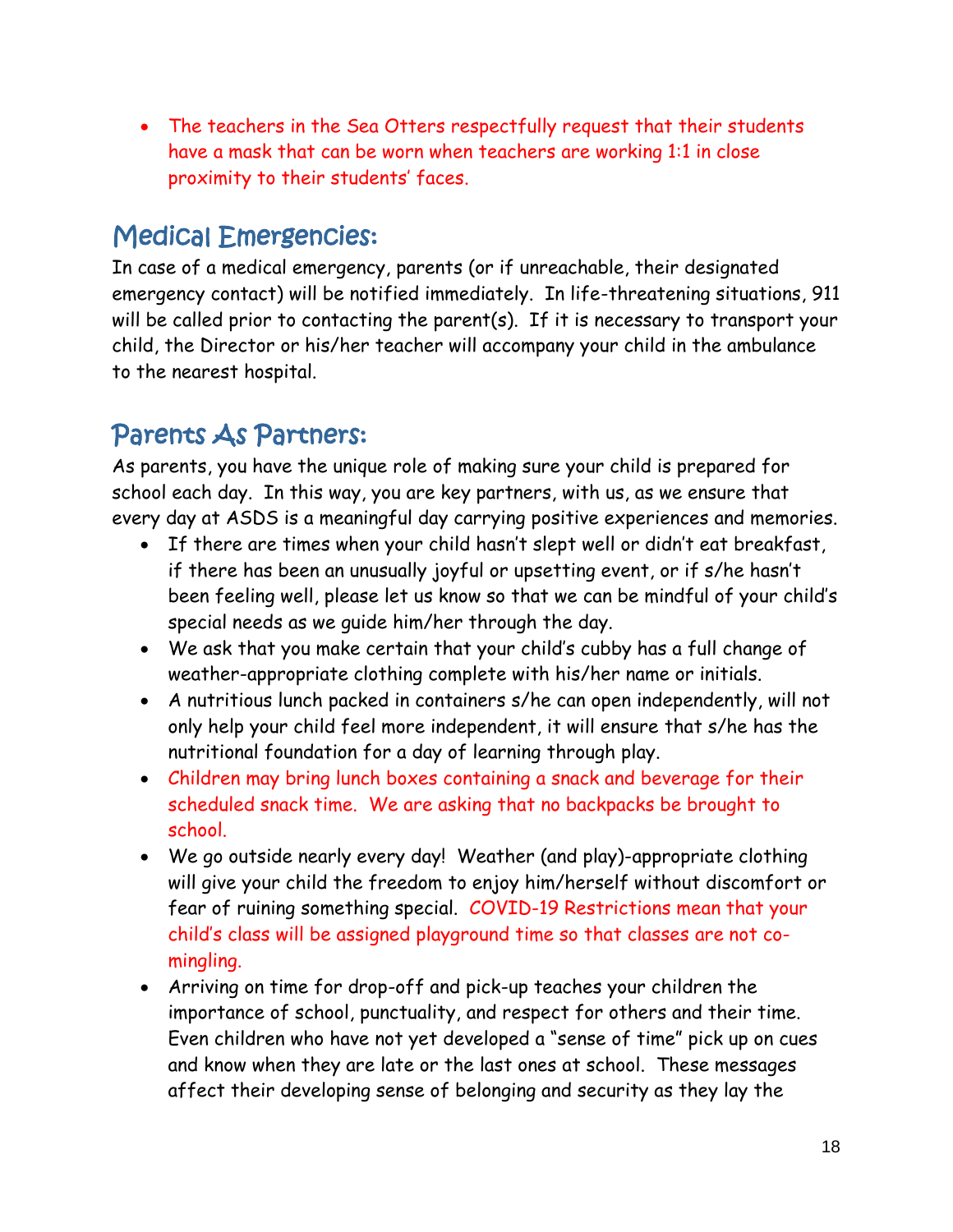- The teachers in the Sea Otters respectfully request that their students have a mask that can be worn when teachers are working 1:1 in close proximity to their students' faces.

## Medical Emergencies:

In case of a medical emergency, parents (or if unreachable, their designated emergency contact) will be notified immediately. In life-threatening situations, 911 will be called prior to contacting the parent(s). If it is necessary to transport your child, the Director or his/her teacher will accompany your child in the ambulance to the nearest hospital.

## Parents As Partners:

As parents, you have the unique role of making sure your child is prepared for school each day. In this way, you are key partners, with us, as we ensure that every day at ASDS is a meaningful day carrying positive experiences and memories.

- If there are times when your child hasn't slept well or didn't eat breakfast, if there has been an unusually joyful or upsetting event, or if s/he hasn't been feeling well, please let us know so that we can be mindful of your child's special needs as we guide him/her through the day.
- We ask that you make certain that your child's cubby has a full change of weather-appropriate clothing complete with his/her name or initials.
- A nutritious lunch packed in containers s/he can open independently, will not only help your child feel more independent, it will ensure that s/he has the nutritional foundation for a day of learning through play.
- Children may bring lunch boxes containing a snack and beverage for their scheduled snack time. We are asking that no backpacks be brought to school.
- We go outside nearly every day! Weather (and play)-appropriate clothing will give your child the freedom to enjoy him/herself without discomfort or fear of ruining something special. COVID-19 Restrictions mean that your child's class will be assigned playground time so that classes are not co-mingling.
- Arriving on time for drop-off and pick-up teaches your children the importance of school, punctuality, and respect for others and their time. Even children who have not yet developed a "sense of time" pick up on cues and know when they are late or the last ones at school. These messages affect their developing sense of belonging and security as they lay the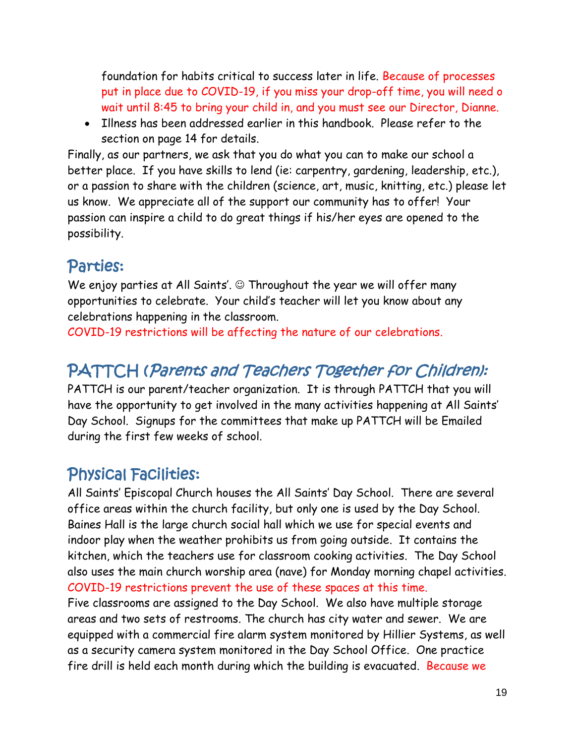foundation for habits critical to success later in life. Because of processes put in place due to COVID-19, if you miss your drop-off time, you will need o wait until 8:45 to bring your child in, and you must see our Director, Dianne.

- Illness has been addressed earlier in this handbook. Please refer to the section on page 14 for details.

Finally, as our partners, we ask that you do what you can to make our school a better place. If you have skills to lend (ie: carpentry, gardening, leadership, etc.), or a passion to share with the children (science, art, music, knitting, etc.) please let us know. We appreciate all of the support our community has to offer! Your passion can inspire a child to do great things if his/her eyes are opened to the possibility.

## Parties:

We enjoy parties at All Saints'. ☺ Throughout the year we will offer many opportunities to celebrate. Your child's teacher will let you know about any celebrations happening in the classroom.

COVID-19 restrictions will be affecting the nature of our celebrations.

## PATTCH (*Parents and Teachers Together for Children*):

PATTCH is our parent/teacher organization. It is through PATTCH that you will have the opportunity to get involved in the many activities happening at All Saints' Day School. Signups for the committees that make up PATTCH will be Emailed during the first few weeks of school.

## Physical Facilities:

All Saints' Episcopal Church houses the All Saints' Day School. There are several office areas within the church facility, but only one is used by the Day School. Baines Hall is the large church social hall which we use for special events and indoor play when the weather prohibits us from going outside. It contains the kitchen, which the teachers use for classroom cooking activities. The Day School also uses the main church worship area (nave) for Monday morning chapel activities. COVID-19 restrictions prevent the use of these spaces at this time.

Five classrooms are assigned to the Day School. We also have multiple storage areas and two sets of restrooms. The church has city water and sewer. We are equipped with a commercial fire alarm system monitored by Hillier Systems, as well as a security camera system monitored in the Day School Office. One practice fire drill is held each month during which the building is evacuated. Because we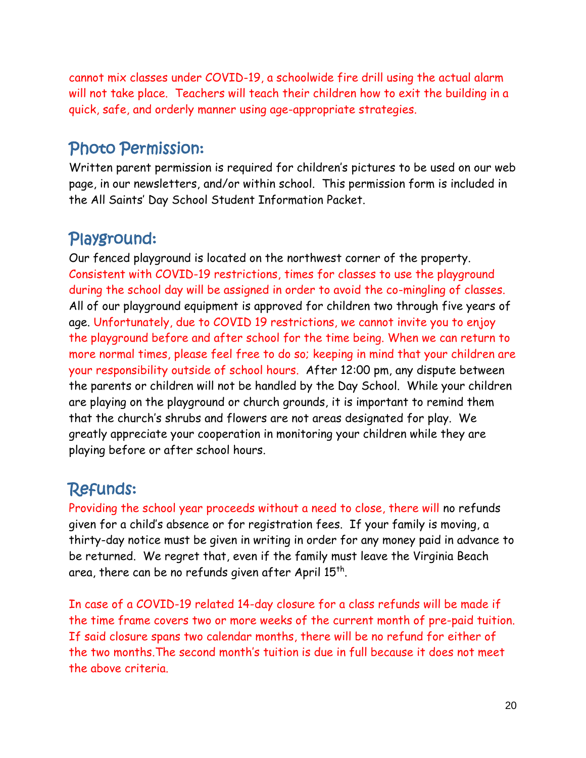cannot mix classes under COVID-19, a schoolwide fire drill using the actual alarm will not take place. Teachers will teach their children how to exit the building in a quick, safe, and orderly manner using age-appropriate strategies.

## Photo Permission:

Written parent permission is required for children's pictures to be used on our web page, in our newsletters, and/or within school. This permission form is included in the All Saints' Day School Student Information Packet.

## Playground:

Our fenced playground is located on the northwest corner of the property. Consistent with COVID-19 restrictions, times for classes to use the playground during the school day will be assigned in order to avoid the co-mingling of classes. All of our playground equipment is approved for children two through five years of age. Unfortunately, due to COVID 19 restrictions, we cannot invite you to enjoy the playground before and after school for the time being. When we can return to more normal times, please feel free to do so; keeping in mind that your children are your responsibility outside of school hours. After 12:00 pm, any dispute between the parents or children will not be handled by the Day School. While your children are playing on the playground or church grounds, it is important to remind them that the church's shrubs and flowers are not areas designated for play. We greatly appreciate your cooperation in monitoring your children while they are playing before or after school hours.

## Refunds:

Providing the school year proceeds without a need to close, there will no refunds given for a child's absence or for registration fees. If your family is moving, a thirty-day notice must be given in writing in order for any money paid in advance to be returned. We regret that, even if the family must leave the Virginia Beach area, there can be no refunds given after April 15th.

In case of a COVID-19 related 14-day closure for a class refunds will be made if the time frame covers two or more weeks of the current month of pre-paid tuition. If said closure spans two calendar months, there will be no refund for either of the two months.The second month's tuition is due in full because it does not meet the above criteria.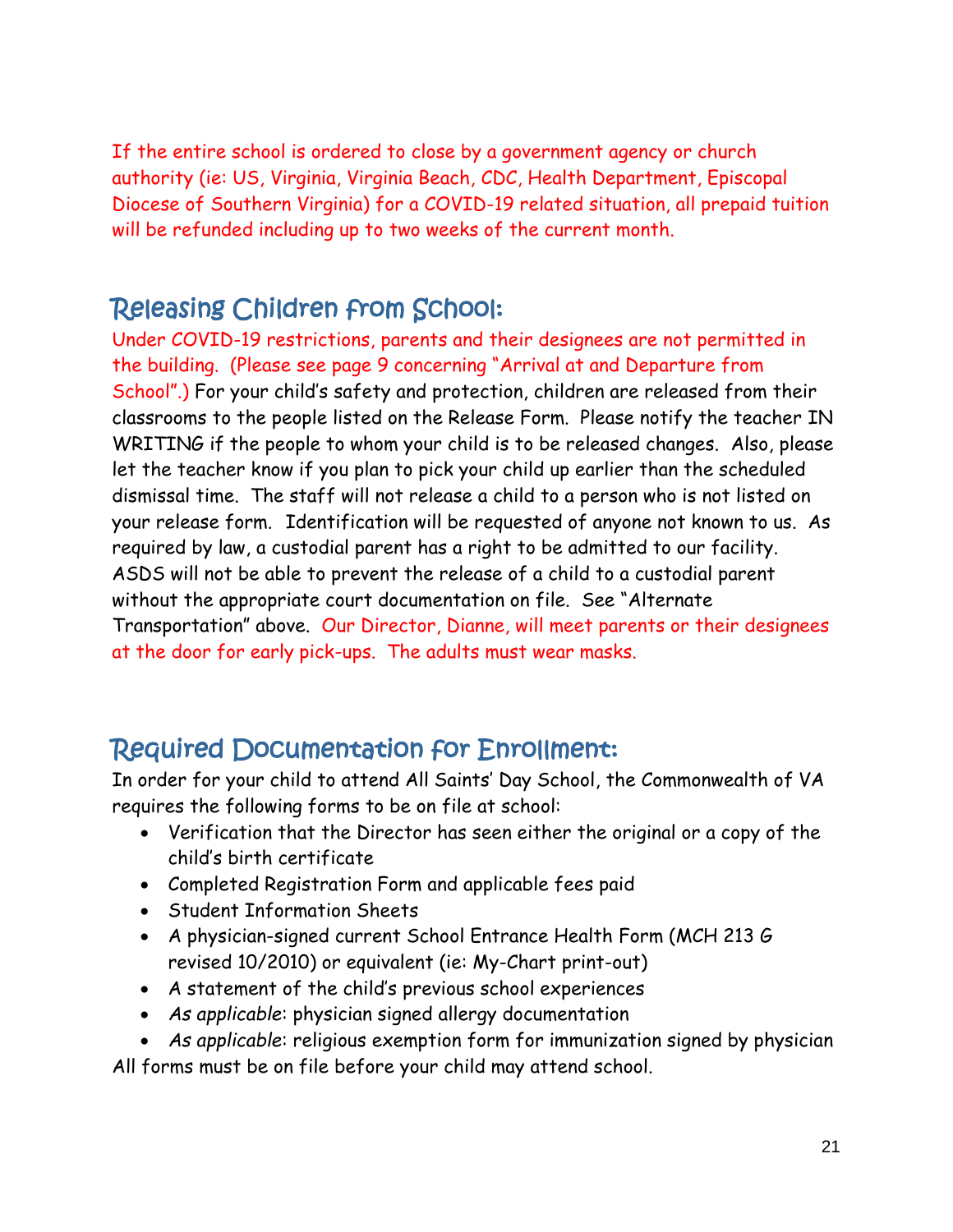If the entire school is ordered to close by a government agency or church authority (ie: US, Virginia, Virginia Beach, CDC, Health Department, Episcopal Diocese of Southern Virginia) for a COVID-19 related situation, all prepaid tuition will be refunded including up to two weeks of the current month.

## Releasing Children from School:

Under COVID-19 restrictions, parents and their designees are not permitted in the building. (Please see page 9 concerning "Arrival at and Departure from School".) For your child's safety and protection, children are released from their classrooms to the people listed on the Release Form. Please notify the teacher IN WRITING if the people to whom your child is to be released changes. Also, please let the teacher know if you plan to pick your child up earlier than the scheduled dismissal time. The staff will not release a child to a person who is not listed on your release form. Identification will be requested of anyone not known to us. As required by law, a custodial parent has a right to be admitted to our facility. ASDS will not be able to prevent the release of a child to a custodial parent without the appropriate court documentation on file. See "Alternate Transportation" above. Our Director, Dianne, will meet parents or their designees at the door for early pick-ups. The adults must wear masks.

## Required Documentation for Enrollment:

In order for your child to attend All Saints' Day School, the Commonwealth of VA requires the following forms to be on file at school:

- Verification that the Director has seen either the original or a copy of the child's birth certificate
- Completed Registration Form and applicable fees paid
- Student Information Sheets
- A physician-signed current School Entrance Health Form (MCH 213 G revised 10/2010) or equivalent (ie: My-Chart print-out)
- A statement of the child's previous school experiences
- *As applicable*: physician signed allergy documentation
- *As applicable*: religious exemption form for immunization signed by physician

All forms must be on file before your child may attend school.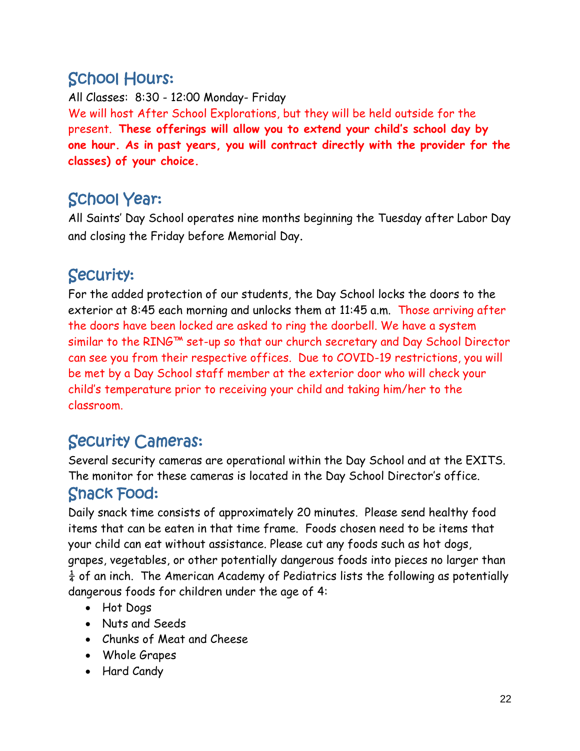## School Hours:

All Classes: 8:30 - 12:00 Monday- Friday

We will host After School Explorations, but they will be held outside for the present. **These offerings will allow you to extend your child's school day by one hour. As in past years, you will contract directly with the provider for the classes) of your choice.**

## School Year:

All Saints' Day School operates nine months beginning the Tuesday after Labor Day and closing the Friday before Memorial Day.

## Security:

For the added protection of our students, the Day School locks the doors to the exterior at 8:45 each morning and unlocks them at 11:45 a.m. Those arriving after the doors have been locked are asked to ring the doorbell. We have a system similar to the RING™ set-up so that our church secretary and Day School Director can see you from their respective offices. Due to COVID-19 restrictions, you will be met by a Day School staff member at the exterior door who will check your child's temperature prior to receiving your child and taking him/her to the classroom.

## Security Cameras:

Several security cameras are operational within the Day School and at the EXITS. The monitor for these cameras is located in the Day School Director's office.

## Snack Food:

Daily snack time consists of approximately 20 minutes. Please send healthy food items that can be eaten in that time frame. Foods chosen need to be items that your child can eat without assistance. Please cut any foods such as hot dogs, grapes, vegetables, or other potentially dangerous foods into pieces no larger than ¼ of an inch. The American Academy of Pediatrics lists the following as potentially dangerous foods for children under the age of 4:

- Hot Dogs
- Nuts and Seeds
- Chunks of Meat and Cheese
- Whole Grapes
- Hard Candy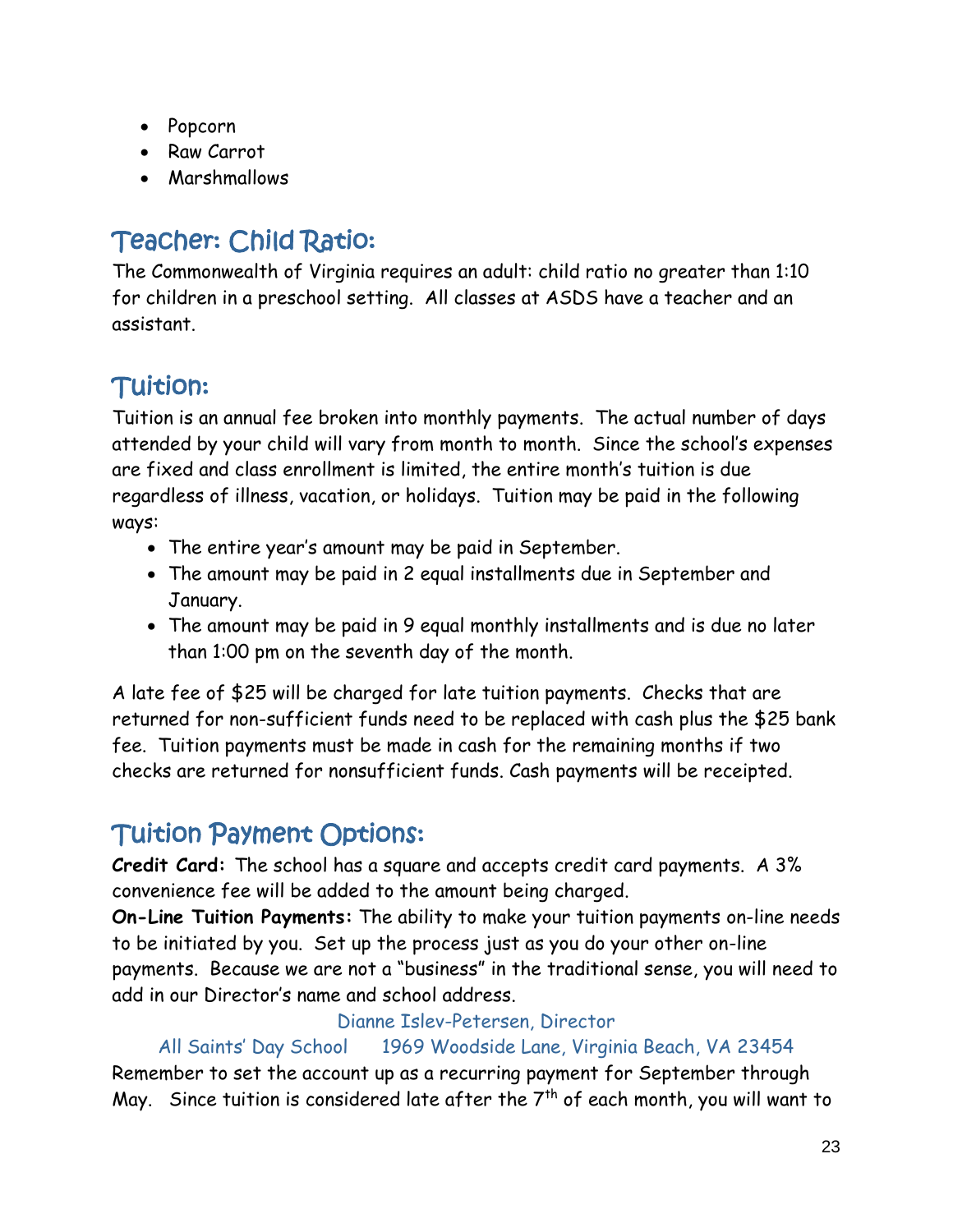- Popcorn
- Raw Carrot
- Marshmallows

## Teacher: Child Ratio:

The Commonwealth of Virginia requires an adult: child ratio no greater than 1:10 for children in a preschool setting. All classes at ASDS have a teacher and an assistant.

## Tuition:

Tuition is an annual fee broken into monthly payments. The actual number of days attended by your child will vary from month to month. Since the school's expenses are fixed and class enrollment is limited, the entire month's tuition is due regardless of illness, vacation, or holidays. Tuition may be paid in the following ways:

- The entire year's amount may be paid in September.
- The amount may be paid in 2 equal installments due in September and January.
- The amount may be paid in 9 equal monthly installments and is due no later than 1:00 pm on the seventh day of the month.

A late fee of $25 will be charged for late tuition payments. Checks that are returned for non-sufficient funds need to be replaced with cash plus the $25 bank fee. Tuition payments must be made in cash for the remaining months if two checks are returned for nonsufficient funds. Cash payments will be receipted.

## Tuition Payment Options:

**Credit Card:** The school has a square and accepts credit card payments. A 3% convenience fee will be added to the amount being charged.

**On-Line Tuition Payments:** The ability to make your tuition payments on-line needs to be initiated by you. Set up the process just as you do your other on-line payments. Because we are not a "business" in the traditional sense, you will need to add in our Director's name and school address.

Dianne Islev-Petersen, Director

All Saints' Day School 1969 Woodside Lane, Virginia Beach, VA 23454

Remember to set the account up as a recurring payment for September through May. Since tuition is considered late after the 7th of each month, you will want to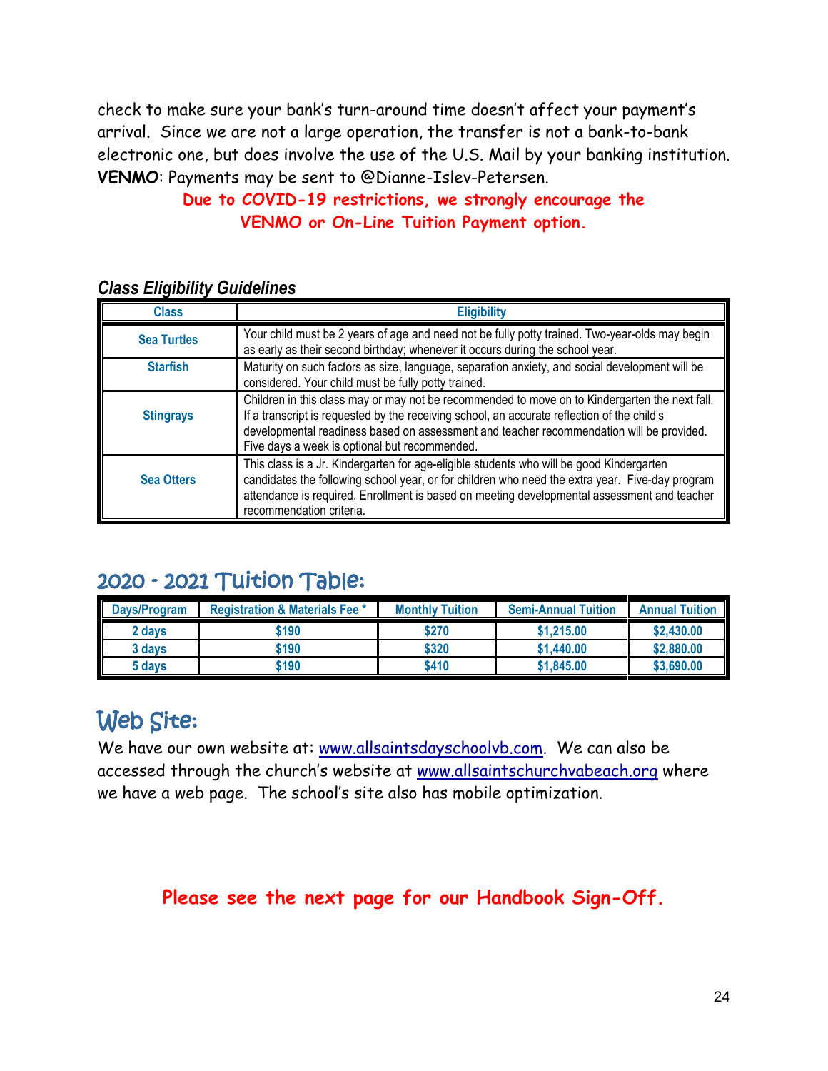check to make sure your bank's turn-around time doesn't affect your payment's arrival. Since we are not a large operation, the transfer is not a bank-to-bank electronic one, but does involve the use of the U.S. Mail by your banking institution.
**VENMO**: Payments may be sent to @Dianne-Islev-Petersen.

**Due to COVID-19 restrictions, we strongly encourage the VENMO or On-Line Tuition Payment option.**

### *Class Eligibility Guidelines*

| Class | Eligibility |
|---|---|
| Sea Turtles | Your child must be 2 years of age and need not be fully potty trained. Two-year-olds may begin as early as their second birthday; whenever it occurs during the school year. |
| Starfish | Maturity on such factors as size, language, separation anxiety, and social development will be considered. Your child must be fully potty trained. |
| Stingrays | Children in this class may or may not be recommended to move on to Kindergarten the next fall. If a transcript is requested by the receiving school, an accurate reflection of the child's developmental readiness based on assessment and teacher recommendation will be provided. Five days a week is optional but recommended. |
| Sea Otters | This class is a Jr. Kindergarten for age-eligible students who will be good Kindergarten candidates the following school year, or for children who need the extra year. Five-day program attendance is required. Enrollment is based on meeting developmental assessment and teacher recommendation criteria. |

## 2020 - 2021 Tuition Table:

| Days/Program | Registration & Materials Fee * | Monthly Tuition | Semi-Annual Tuition | Annual Tuition |
|---|---|---|---|---|
| 2 days | $190 | $270 | $1,215.00 | $2,430.00 |
| 3 days | $190 | $320 | $1,440.00 | $2,880.00 |
| 5 days | $190 | $410 | $1,845.00 | $3,690.00 |

## Web Site:

We have our own website at: www.allsaintsdayschoolvb.com. We can also be accessed through the church's website at www.allsaintschurchvabeach.org where we have a web page. The school's site also has mobile optimization.

**Please see the next page for our Handbook Sign-Off.**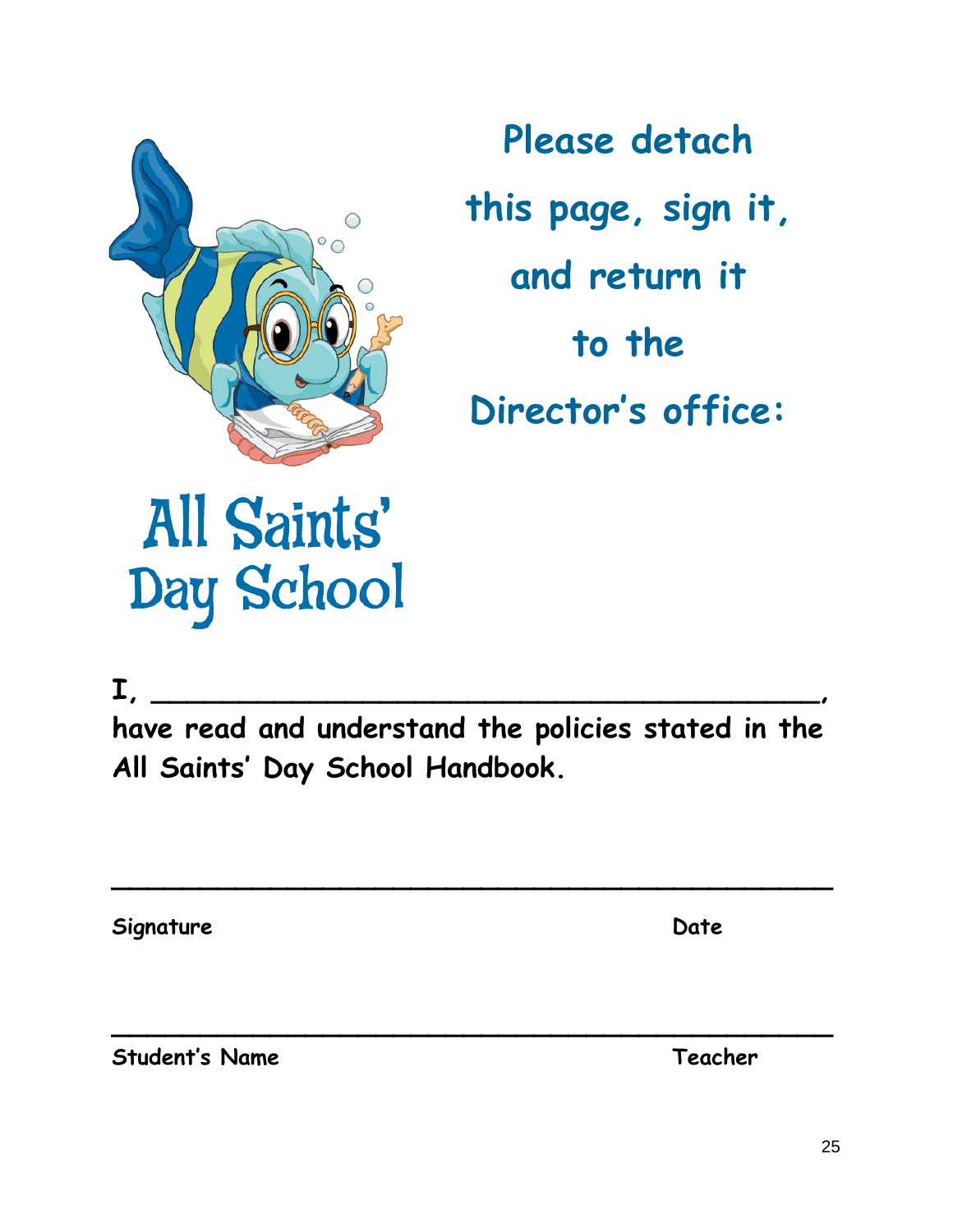**Please detach this page, sign it, and return it to the Director's office:**

# All Saints' Day School

I, _________________________________________,
have read and understand the policies stated in the All Saints' Day School Handbook.

_____________________________________________

Signature                                                                                   Date

_____________________________________________

Student's Name                                                                              Teacher